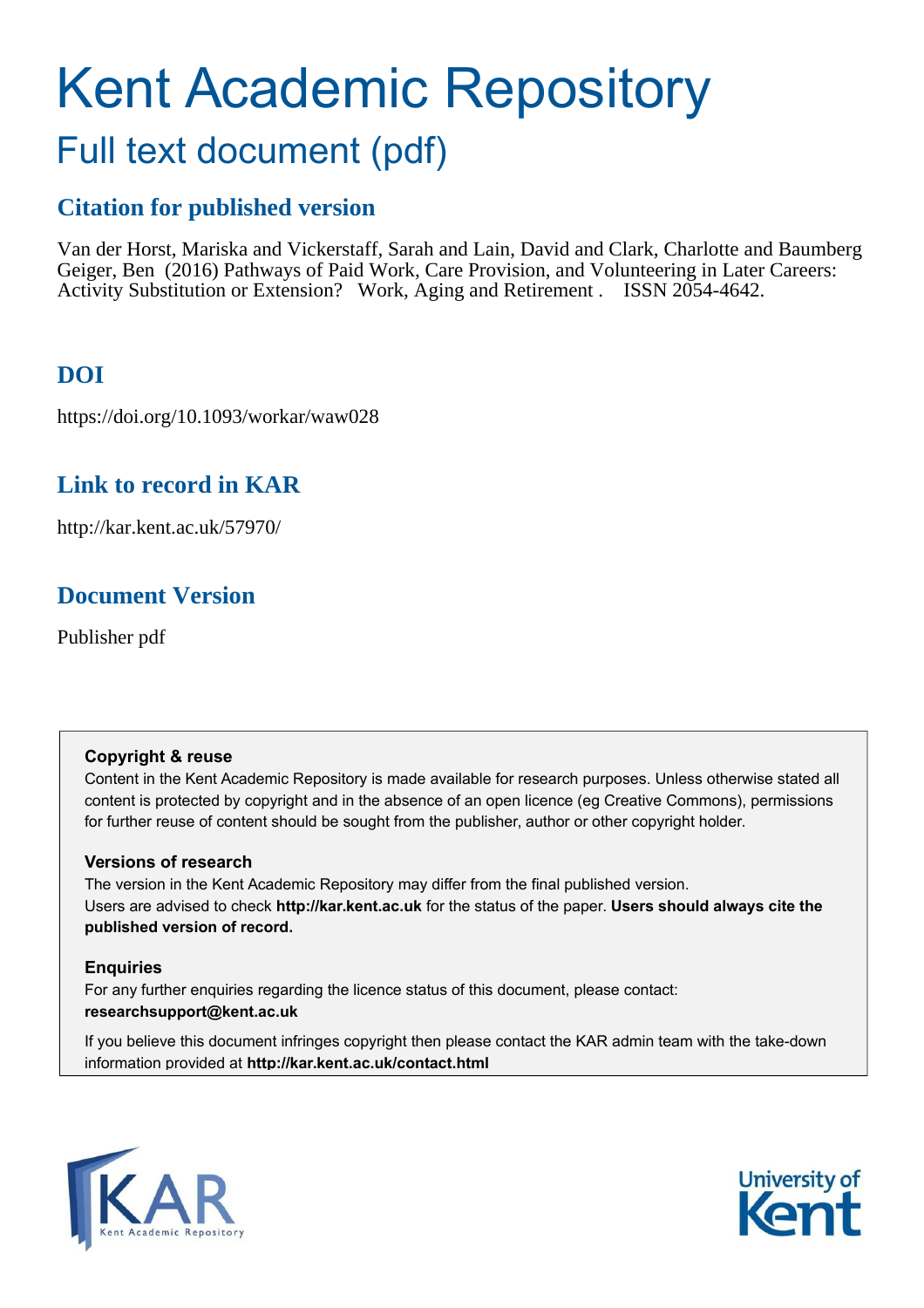# Kent Academic Repository

## Full text document (pdf)

### Citation for published version

Van der Horst, Mariska and Vickerstaff, Sarah and Lain, David and Clark, Charlotte and Baumberg Geiger, Ben (2016) Pathways of Paid Work, Care Provision, and Volunteering in Later Careers: Activity Substitution or Extension? Work, Aging and Retirement . ISSN 2054-4642.

### DOI

https://doi.org/10.1093/workar/waw028

### Link to record in KAR

http://kar.kent.ac.uk/57970/

### Document Version

Publisher pdf

**Copyright & reuse**

Content in the Kent Academic Repository is made available for research purposes. Unless otherwise stated all content is protected by copyright and in the absence of an open licence (eg Creative Commons), permissions for further reuse of content should be sought from the publisher, author or other copyright holder.

**Versions of research**

The version in the Kent Academic Repository may differ from the final published version. Users are advised to check **http://kar.kent.ac.uk** for the status of the paper. **Users should always cite the published version of record.**

**Enquiries**

For any further enquiries regarding the licence status of this document, please contact: **researchsupport@kent.ac.uk**

If you believe this document infringes copyright then please contact the KAR admin team with the take-down information provided at **http://kar.kent.ac.uk/contact.html**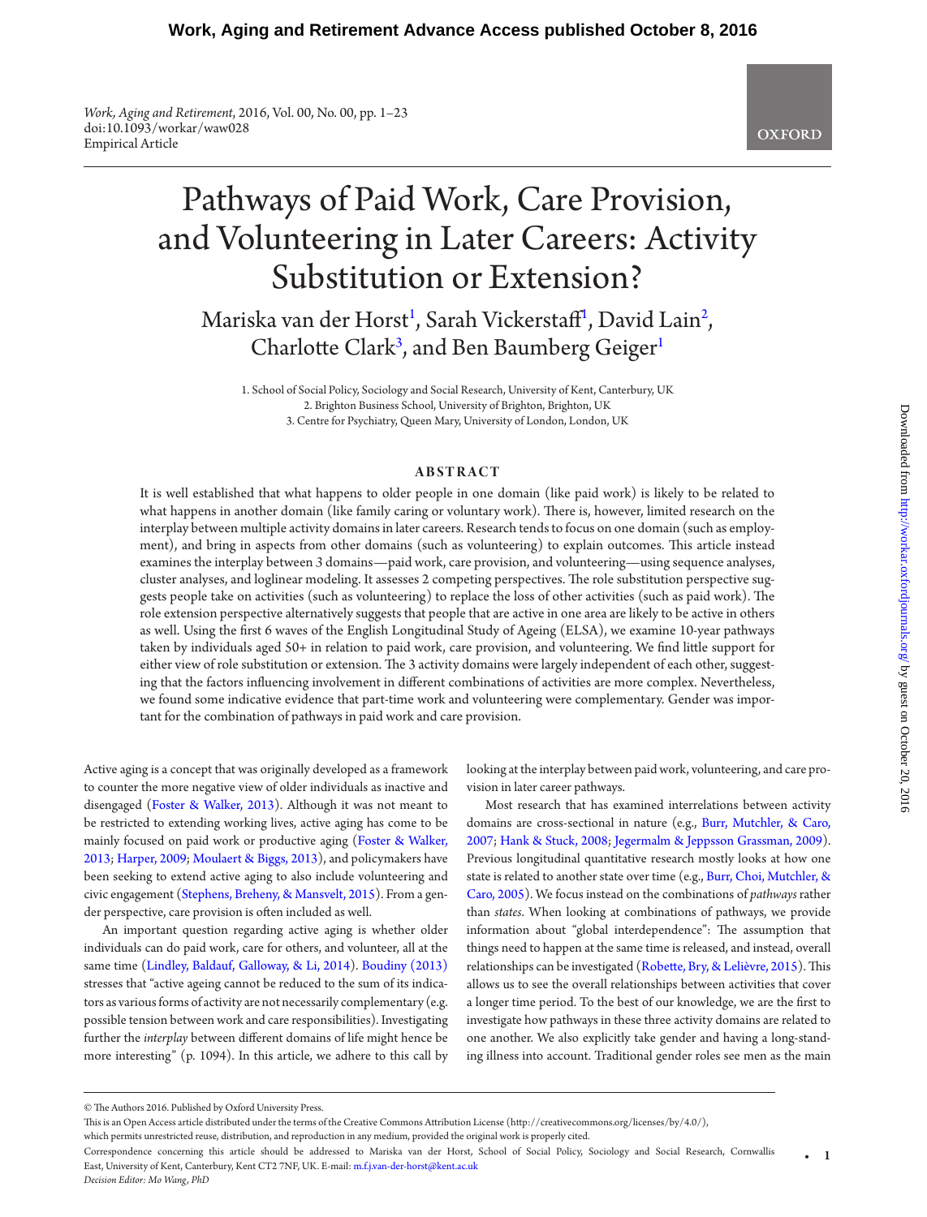# Pathways of Paid Work, Care Provision, and Volunteering in Later Careers: Activity Substitution or Extension?

Mariska van der Horst[1], Sarah Vickerstaff[1], David Lain[2], Charlotte Clark[3], and Ben Baumberg Geiger[1]

1. School of Social Policy, Sociology and Social Research, University of Kent, Canterbury, UK
2. Brighton Business School, University of Brighton, Brighton, UK
3. Centre for Psychiatry, Queen Mary, University of London, London, UK

## ABSTRACT

It is well established that what happens to older people in one domain (like paid work) is likely to be related to what happens in another domain (like family caring or voluntary work). There is, however, limited research on the interplay between multiple activity domains in later careers. Research tends to focus on one domain (such as employment), and bring in aspects from other domains (such as volunteering) to explain outcomes. This article instead examines the interplay between 3 domains—paid work, care provision, and volunteering—using sequence analyses, cluster analyses, and loglinear modeling. It assesses 2 competing perspectives. The role substitution perspective suggests people take on activities (such as volunteering) to replace the loss of other activities (such as paid work). The role extension perspective alternatively suggests that people that are active in one area are likely to be active in others as well. Using the first 6 waves of the English Longitudinal Study of Ageing (ELSA), we examine 10-year pathways taken by individuals aged 50+ in relation to paid work, care provision, and volunteering. We find little support for either view of role substitution or extension. The 3 activity domains were largely independent of each other, suggesting that the factors influencing involvement in different combinations of activities are more complex. Nevertheless, we found some indicative evidence that part-time work and volunteering were complementary. Gender was important for the combination of pathways in paid work and care provision.

Active aging is a concept that was originally developed as a framework to counter the more negative view of older individuals as inactive and disengaged (Foster & Walker, 2013). Although it was not meant to be restricted to extending working lives, active aging has come to be mainly focused on paid work or productive aging (Foster & Walker, 2013; Harper, 2009; Moulaert & Biggs, 2013), and policymakers have been seeking to extend active aging to also include volunteering and civic engagement (Stephens, Breheny, & Mansvelt, 2015). From a gender perspective, care provision is often included as well.

An important question regarding active aging is whether older individuals can do paid work, care for others, and volunteer, all at the same time (Lindley, Baldauf, Galloway, & Li, 2014). Boudiny (2013) stresses that "active ageing cannot be reduced to the sum of its indicators as various forms of activity are not necessarily complementary (e.g. possible tension between work and care responsibilities). Investigating further the *interplay* between different domains of life might hence be more interesting" (p. 1094). In this article, we adhere to this call by looking at the interplay between paid work, volunteering, and care provision in later career pathways.

Most research that has examined interrelations between activity domains are cross-sectional in nature (e.g., Burr, Mutchler, & Caro, 2007; Hank & Stuck, 2008; Jegermalm & Jeppsson Grassman, 2009). Previous longitudinal quantitative research mostly looks at how one state is related to another state over time (e.g., Burr, Choi, Mutchler, & Caro, 2005). We focus instead on the combinations of *pathways* rather than *states*. When looking at combinations of pathways, we provide information about "global interdependence": The assumption that things need to happen at the same time is released, and instead, overall relationships can be investigated (Robette, Bry, & Lelièvre, 2015). This allows us to see the overall relationships between activities that cover a longer time period. To the best of our knowledge, we are the first to investigate how pathways in these three activity domains are related to one another. We also explicitly take gender and having a long-standing illness into account. Traditional gender roles see men as the main

© The Authors 2016. Published by Oxford University Press.
This is an Open Access article distributed under the terms of the Creative Commons Attribution License (http://creativecommons.org/licenses/by/4.0/), which permits unrestricted reuse, distribution, and reproduction in any medium, provided the original work is properly cited.
Correspondence concerning this article should be addressed to Mariska van der Horst, School of Social Policy, Sociology and Social Research, Cornwallis East, University of Kent, Canterbury, Kent CT2 7NF, UK. E-mail: m.f.j.van-der-horst@kent.ac.uk
*Decision Editor: Mo Wang, PhD*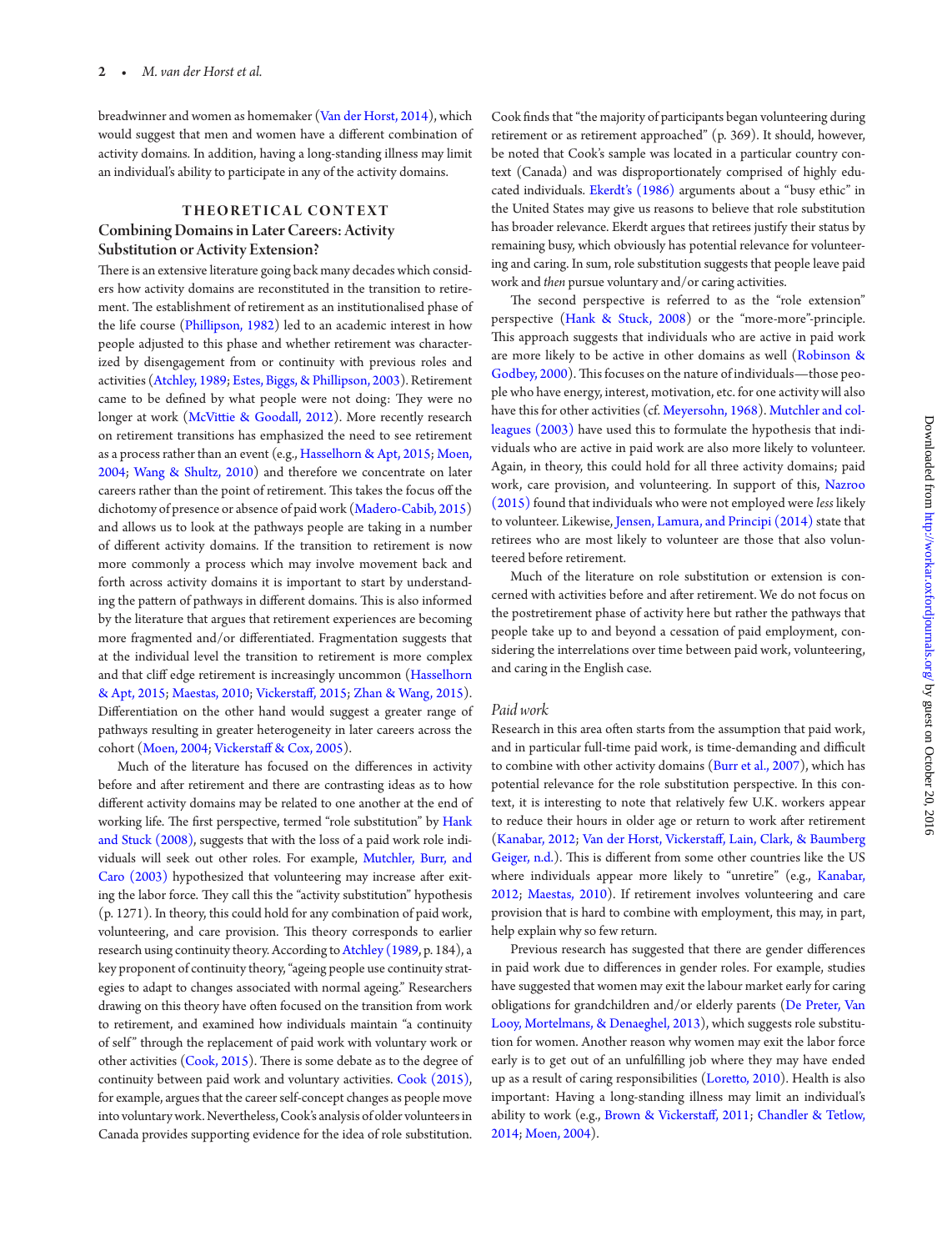breadwinner and women as homemaker (Van der Horst, 2014), which would suggest that men and women have a different combination of activity domains. In addition, having a long-standing illness may limit an individual's ability to participate in any of the activity domains.

## THEORETICAL CONTEXT

### Combining Domains in Later Careers: Activity Substitution or Activity Extension?

There is an extensive literature going back many decades which considers how activity domains are reconstituted in the transition to retirement. The establishment of retirement as an institutionalised phase of the life course (Phillipson, 1982) led to an academic interest in how people adjusted to this phase and whether retirement was characterized by disengagement from or continuity with previous roles and activities (Atchley, 1989; Estes, Biggs, & Phillipson, 2003). Retirement came to be defined by what people were not doing: They were no longer at work (McVittie & Goodall, 2012). More recently research on retirement transitions has emphasized the need to see retirement as a process rather than an event (e.g., Hasselhorn & Apt, 2015; Moen, 2004; Wang & Shultz, 2010) and therefore we concentrate on later careers rather than the point of retirement. This takes the focus off the dichotomy of presence or absence of paid work (Madero-Cabib, 2015) and allows us to look at the pathways people are taking in a number of different activity domains. If the transition to retirement is now more commonly a process which may involve movement back and forth across activity domains it is important to start by understanding the pattern of pathways in different domains. This is also informed by the literature that argues that retirement experiences are becoming more fragmented and/or differentiated. Fragmentation suggests that at the individual level the transition to retirement is more complex and that cliff edge retirement is increasingly uncommon (Hasselhorn & Apt, 2015; Maestas, 2010; Vickerstaff, 2015; Zhan & Wang, 2015). Differentiation on the other hand would suggest a greater range of pathways resulting in greater heterogeneity in later careers across the cohort (Moen, 2004; Vickerstaff & Cox, 2005).

Much of the literature has focused on the differences in activity before and after retirement and there are contrasting ideas as to how different activity domains may be related to one another at the end of working life. The first perspective, termed "role substitution" by Hank and Stuck (2008), suggests that with the loss of a paid work role individuals will seek out other roles. For example, Mutchler, Burr, and Caro (2003) hypothesized that volunteering may increase after exiting the labor force. They call this the "activity substitution" hypothesis (p. 1271). In theory, this could hold for any combination of paid work, volunteering, and care provision. This theory corresponds to earlier research using continuity theory. According to Atchley (1989, p. 184), a key proponent of continuity theory, "ageing people use continuity strategies to adapt to changes associated with normal ageing." Researchers drawing on this theory have often focused on the transition from work to retirement, and examined how individuals maintain "a continuity of self" through the replacement of paid work with voluntary work or other activities (Cook, 2015). There is some debate as to the degree of continuity between paid work and voluntary activities. Cook (2015), for example, argues that the career self-concept changes as people move into voluntary work. Nevertheless, Cook's analysis of older volunteers in Canada provides supporting evidence for the idea of role substitution. Cook finds that "the majority of participants began volunteering during retirement or as retirement approached" (p. 369). It should, however, be noted that Cook's sample was located in a particular country context (Canada) and was disproportionately comprised of highly educated individuals. Ekerdt's (1986) arguments about a "busy ethic" in the United States may give us reasons to believe that role substitution has broader relevance. Ekerdt argues that retirees justify their status by remaining busy, which obviously has potential relevance for volunteering and caring. In sum, role substitution suggests that people leave paid work and *then* pursue voluntary and/or caring activities.

The second perspective is referred to as the "role extension" perspective (Hank & Stuck, 2008) or the "more-more"-principle. This approach suggests that individuals who are active in paid work are more likely to be active in other domains as well (Robinson & Godbey, 2000). This focuses on the nature of individuals—those people who have energy, interest, motivation, etc. for one activity will also have this for other activities (cf. Meyersohn, 1968). Mutchler and colleagues (2003) have used this to formulate the hypothesis that individuals who are active in paid work are also more likely to volunteer. Again, in theory, this could hold for all three activity domains; paid work, care provision, and volunteering. In support of this, Nazroo (2015) found that individuals who were not employed were *less* likely to volunteer. Likewise, Jensen, Lamura, and Principi (2014) state that retirees who are most likely to volunteer are those that also volunteered before retirement.

Much of the literature on role substitution or extension is concerned with activities before and after retirement. We do not focus on the postretirement phase of activity here but rather the pathways that people take up to and beyond a cessation of paid employment, considering the interrelations over time between paid work, volunteering, and caring in the English case.

### *Paid work*

Research in this area often starts from the assumption that paid work, and in particular full-time paid work, is time-demanding and difficult to combine with other activity domains (Burr et al., 2007), which has potential relevance for the role substitution perspective. In this context, it is interesting to note that relatively few U.K. workers appear to reduce their hours in older age or return to work after retirement (Kanabar, 2012; Van der Horst, Vickerstaff, Lain, Clark, & Baumberg Geiger, n.d.). This is different from some other countries like the US where individuals appear more likely to "unretire" (e.g., Kanabar, 2012; Maestas, 2010). If retirement involves volunteering and care provision that is hard to combine with employment, this may, in part, help explain why so few return.

Previous research has suggested that there are gender differences in paid work due to differences in gender roles. For example, studies have suggested that women may exit the labour market early for caring obligations for grandchildren and/or elderly parents (De Preter, Van Looy, Mortelmans, & Denaeghel, 2013), which suggests role substitution for women. Another reason why women may exit the labor force early is to get out of an unfulfilling job where they may have ended up as a result of caring responsibilities (Loretto, 2010). Health is also important: Having a long-standing illness may limit an individual's ability to work (e.g., Brown & Vickerstaff, 2011; Chandler & Tetlow, 2014; Moen, 2004).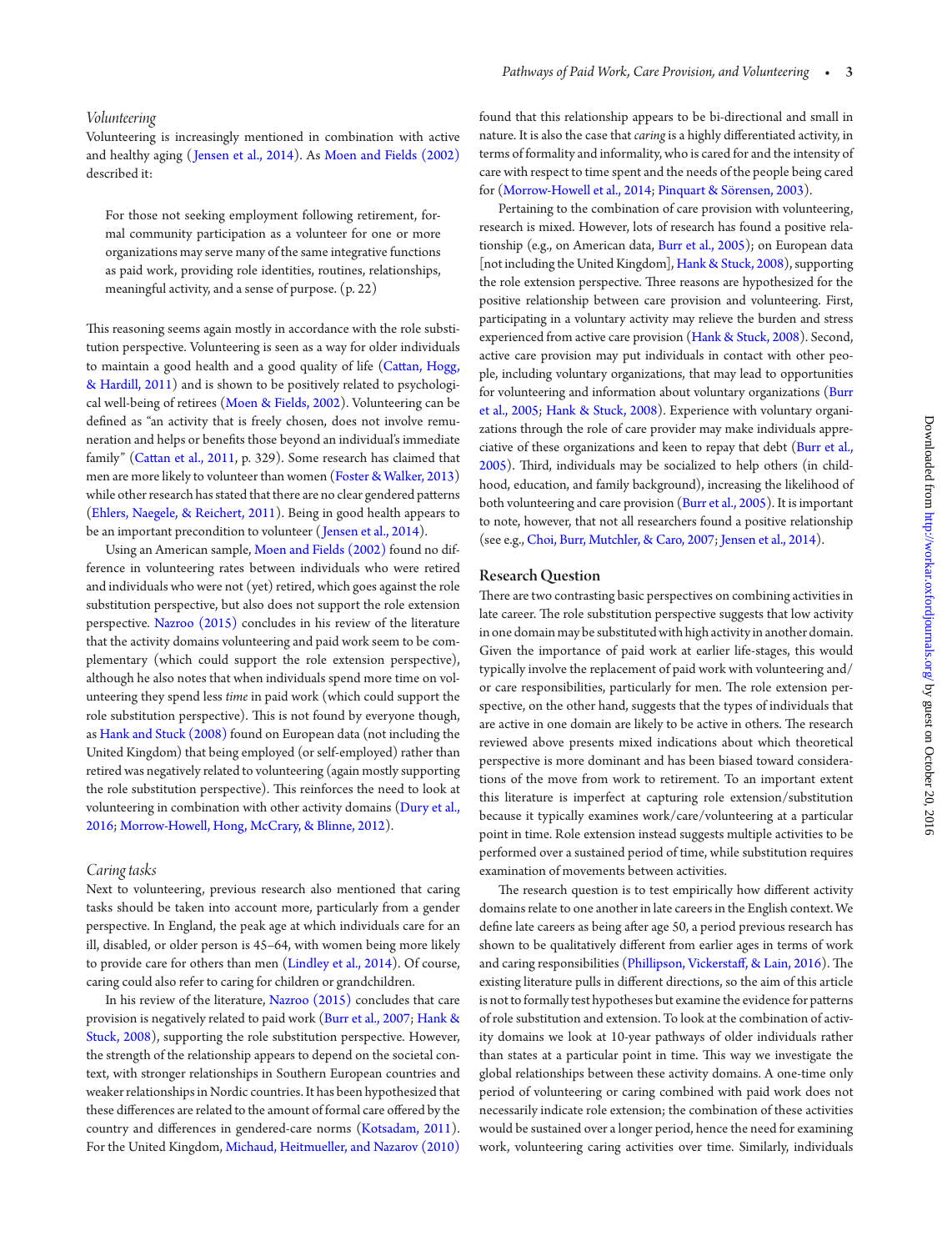### *Volunteering*

Volunteering is increasingly mentioned in combination with active and healthy aging (Jensen et al., 2014). As Moen and Fields (2002) described it:

> For those not seeking employment following retirement, formal community participation as a volunteer for one or more organizations may serve many of the same integrative functions as paid work, providing role identities, routines, relationships, meaningful activity, and a sense of purpose. (p. 22)

This reasoning seems again mostly in accordance with the role substitution perspective. Volunteering is seen as a way for older individuals to maintain a good health and a good quality of life (Cattan, Hogg, & Hardill, 2011) and is shown to be positively related to psychological well-being of retirees (Moen & Fields, 2002). Volunteering can be defined as "an activity that is freely chosen, does not involve remuneration and helps or benefits those beyond an individual's immediate family" (Cattan et al., 2011, p. 329). Some research has claimed that men are more likely to volunteer than women (Foster & Walker, 2013) while other research has stated that there are no clear gendered patterns (Ehlers, Naegele, & Reichert, 2011). Being in good health appears to be an important precondition to volunteer (Jensen et al., 2014).

Using an American sample, Moen and Fields (2002) found no difference in volunteering rates between individuals who were retired and individuals who were not (yet) retired, which goes against the role substitution perspective, but also does not support the role extension perspective. Nazroo (2015) concludes in his review of the literature that the activity domains volunteering and paid work seem to be complementary (which could support the role extension perspective), although he also notes that when individuals spend more time on volunteering they spend less *time* in paid work (which could support the role substitution perspective). This is not found by everyone though, as Hank and Stuck (2008) found on European data (not including the United Kingdom) that being employed (or self-employed) rather than retired was negatively related to volunteering (again mostly supporting the role substitution perspective). This reinforces the need to look at volunteering in combination with other activity domains (Dury et al., 2016; Morrow-Howell, Hong, McCrary, & Blinne, 2012).

### *Caring tasks*

Next to volunteering, previous research also mentioned that caring tasks should be taken into account more, particularly from a gender perspective. In England, the peak age at which individuals care for an ill, disabled, or older person is 45–64, with women being more likely to provide care for others than men (Lindley et al., 2014). Of course, caring could also refer to caring for children or grandchildren.

In his review of the literature, Nazroo (2015) concludes that care provision is negatively related to paid work (Burr et al., 2007; Hank & Stuck, 2008), supporting the role substitution perspective. However, the strength of the relationship appears to depend on the societal context, with stronger relationships in Southern European countries and weaker relationships in Nordic countries. It has been hypothesized that these differences are related to the amount of formal care offered by the country and differences in gendered-care norms (Kotsadam, 2011). For the United Kingdom, Michaud, Heitmueller, and Nazarov (2010) found that this relationship appears to be bi-directional and small in nature. It is also the case that *caring* is a highly differentiated activity, in terms of formality and informality, who is cared for and the intensity of care with respect to time spent and the needs of the people being cared for (Morrow-Howell et al., 2014; Pinquart & Sörensen, 2003).

Pertaining to the combination of care provision with volunteering, research is mixed. However, lots of research has found a positive relationship (e.g., on American data, Burr et al., 2005); on European data [not including the United Kingdom], Hank & Stuck, 2008), supporting the role extension perspective. Three reasons are hypothesized for the positive relationship between care provision and volunteering. First, participating in a voluntary activity may relieve the burden and stress experienced from active care provision (Hank & Stuck, 2008). Second, active care provision may put individuals in contact with other people, including voluntary organizations, that may lead to opportunities for volunteering and information about voluntary organizations (Burr et al., 2005; Hank & Stuck, 2008). Experience with voluntary organizations through the role of care provider may make individuals appreciative of these organizations and keen to repay that debt (Burr et al., 2005). Third, individuals may be socialized to help others (in childhood, education, and family background), increasing the likelihood of both volunteering and care provision (Burr et al., 2005). It is important to note, however, that not all researchers found a positive relationship (see e.g., Choi, Burr, Mutchler, & Caro, 2007; Jensen et al., 2014).

## Research Question

There are two contrasting basic perspectives on combining activities in late career. The role substitution perspective suggests that low activity in one domain may be substituted with high activity in another domain. Given the importance of paid work at earlier life-stages, this would typically involve the replacement of paid work with volunteering and/or care responsibilities, particularly for men. The role extension perspective, on the other hand, suggests that the types of individuals that are active in one domain are likely to be active in others. The research reviewed above presents mixed indications about which theoretical perspective is more dominant and has been biased toward considerations of the move from work to retirement. To an important extent this literature is imperfect at capturing role extension/substitution because it typically examines work/care/volunteering at a particular point in time. Role extension instead suggests multiple activities to be performed over a sustained period of time, while substitution requires examination of movements between activities.

The research question is to test empirically how different activity domains relate to one another in late careers in the English context. We define late careers as being after age 50, a period previous research has shown to be qualitatively different from earlier ages in terms of work and caring responsibilities (Phillipson, Vickerstaff, & Lain, 2016). The existing literature pulls in different directions, so the aim of this article is not to formally test hypotheses but examine the evidence for patterns of role substitution and extension. To look at the combination of activity domains we look at 10-year pathways of older individuals rather than states at a particular point in time. This way we investigate the global relationships between these activity domains. A one-time only period of volunteering or caring combined with paid work does not necessarily indicate role extension; the combination of these activities would be sustained over a longer period, hence the need for examining work, volunteering caring activities over time. Similarly, individuals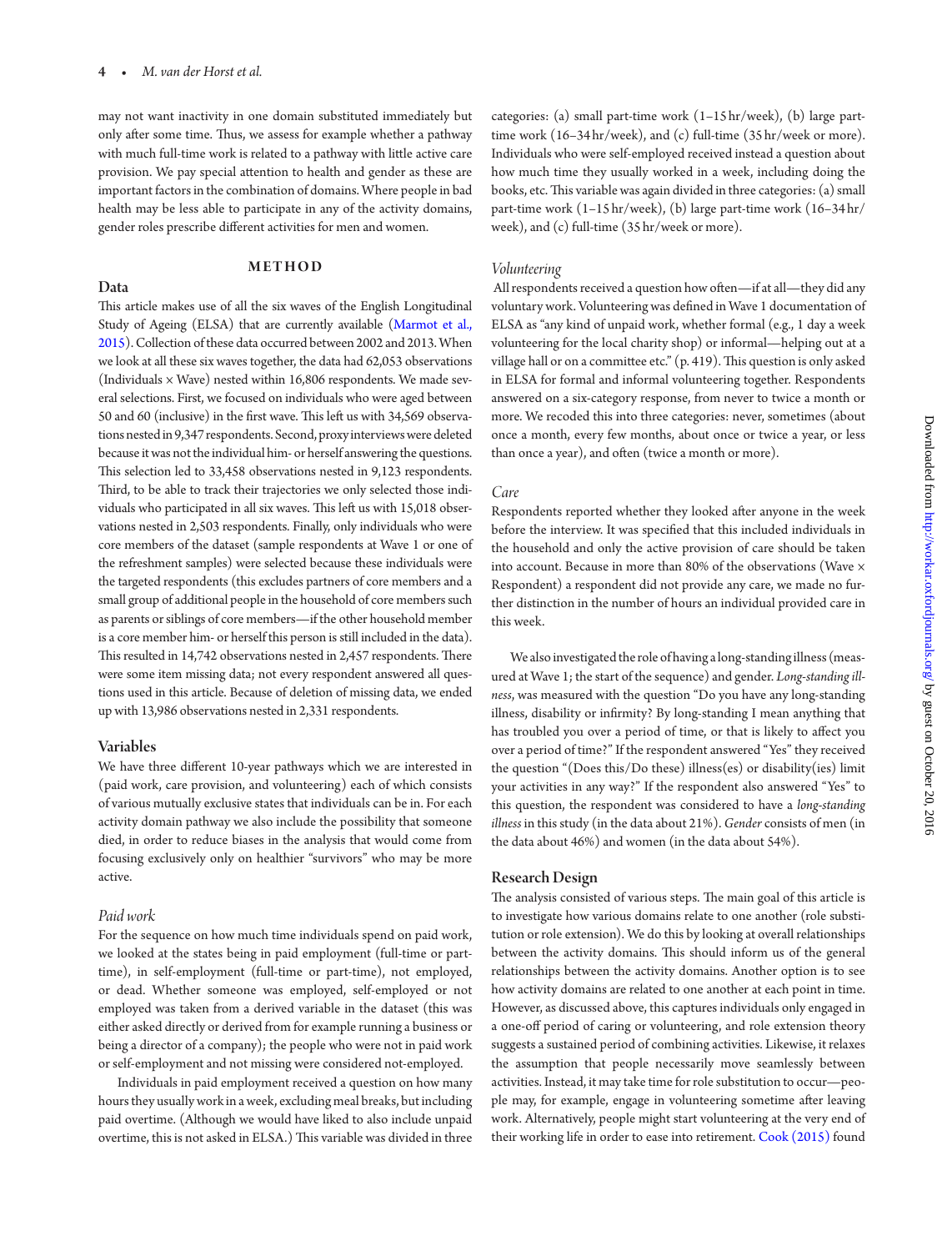may not want inactivity in one domain substituted immediately but only after some time. Thus, we assess for example whether a pathway with much full-time work is related to a pathway with little active care provision. We pay special attention to health and gender as these are important factors in the combination of domains. Where people in bad health may be less able to participate in any of the activity domains, gender roles prescribe different activities for men and women.

## METHOD

### Data

This article makes use of all the six waves of the English Longitudinal Study of Ageing (ELSA) that are currently available (Marmot et al., 2015). Collection of these data occurred between 2002 and 2013. When we look at all these six waves together, the data had 62,053 observations (Individuals × Wave) nested within 16,806 respondents. We made several selections. First, we focused on individuals who were aged between 50 and 60 (inclusive) in the first wave. This left us with 34,569 observations nested in 9,347 respondents. Second, proxy interviews were deleted because it was not the individual him- or herself answering the questions. This selection led to 33,458 observations nested in 9,123 respondents. Third, to be able to track their trajectories we only selected those individuals who participated in all six waves. This left us with 15,018 observations nested in 2,503 respondents. Finally, only individuals who were core members of the dataset (sample respondents at Wave 1 or one of the refreshment samples) were selected because these individuals were the targeted respondents (this excludes partners of core members and a small group of additional people in the household of core members such as parents or siblings of core members—if the other household member is a core member him- or herself this person is still included in the data). This resulted in 14,742 observations nested in 2,457 respondents. There were some item missing data; not every respondent answered all questions used in this article. Because of deletion of missing data, we ended up with 13,986 observations nested in 2,331 respondents.

### Variables

We have three different 10-year pathways which we are interested in (paid work, care provision, and volunteering) each of which consists of various mutually exclusive states that individuals can be in. For each activity domain pathway we also include the possibility that someone died, in order to reduce biases in the analysis that would come from focusing exclusively only on healthier "survivors" who may be more active.

#### *Paid work*

For the sequence on how much time individuals spend on paid work, we looked at the states being in paid employment (full-time or part-time), in self-employment (full-time or part-time), not employed, or dead. Whether someone was employed, self-employed or not employed was taken from a derived variable in the dataset (this was either asked directly or derived from for example running a business or being a director of a company); the people who were not in paid work or self-employment and not missing were considered not-employed.

Individuals in paid employment received a question on how many hours they usually work in a week, excluding meal breaks, but including paid overtime. (Although we would have liked to also include unpaid overtime, this is not asked in ELSA.) This variable was divided in three categories: (a) small part-time work (1–15 hr/week), (b) large part-time work (16–34 hr/week), and (c) full-time (35 hr/week or more). Individuals who were self-employed received instead a question about how much time they usually worked in a week, including doing the books, etc. This variable was again divided in three categories: (a) small part-time work (1–15 hr/week), (b) large part-time work (16–34 hr/week), and (c) full-time (35 hr/week or more).

#### *Volunteering*

All respondents received a question how often—if at all—they did any voluntary work. Volunteering was defined in Wave 1 documentation of ELSA as "any kind of unpaid work, whether formal (e.g., 1 day a week volunteering for the local charity shop) or informal—helping out at a village hall or on a committee etc." (p. 419). This question is only asked in ELSA for formal and informal volunteering together. Respondents answered on a six-category response, from never to twice a month or more. We recoded this into three categories: never, sometimes (about once a month, every few months, about once or twice a year, or less than once a year), and often (twice a month or more).

#### *Care*

Respondents reported whether they looked after anyone in the week before the interview. It was specified that this included individuals in the household and only the active provision of care should be taken into account. Because in more than 80% of the observations (Wave × Respondent) a respondent did not provide any care, we made no further distinction in the number of hours an individual provided care in this week.

We also investigated the role of having a long-standing illness (measured at Wave 1; the start of the sequence) and gender. *Long-standing illness*, was measured with the question "Do you have any long-standing illness, disability or infirmity? By long-standing I mean anything that has troubled you over a period of time, or that is likely to affect you over a period of time?" If the respondent answered "Yes" they received the question "(Does this/Do these) illness(es) or disability(ies) limit your activities in any way?" If the respondent also answered "Yes" to this question, the respondent was considered to have a *long-standing illness* in this study (in the data about 21%). *Gender* consists of men (in the data about 46%) and women (in the data about 54%).

### Research Design

The analysis consisted of various steps. The main goal of this article is to investigate how various domains relate to one another (role substitution or role extension). We do this by looking at overall relationships between the activity domains. This should inform us of the general relationships between the activity domains. Another option is to see how activity domains are related to one another at each point in time. However, as discussed above, this captures individuals only engaged in a one-off period of caring or volunteering, and role extension theory suggests a sustained period of combining activities. Likewise, it relaxes the assumption that people necessarily move seamlessly between activities. Instead, it may take time for role substitution to occur—people may, for example, engage in volunteering sometime after leaving work. Alternatively, people might start volunteering at the very end of their working life in order to ease into retirement. Cook (2015) found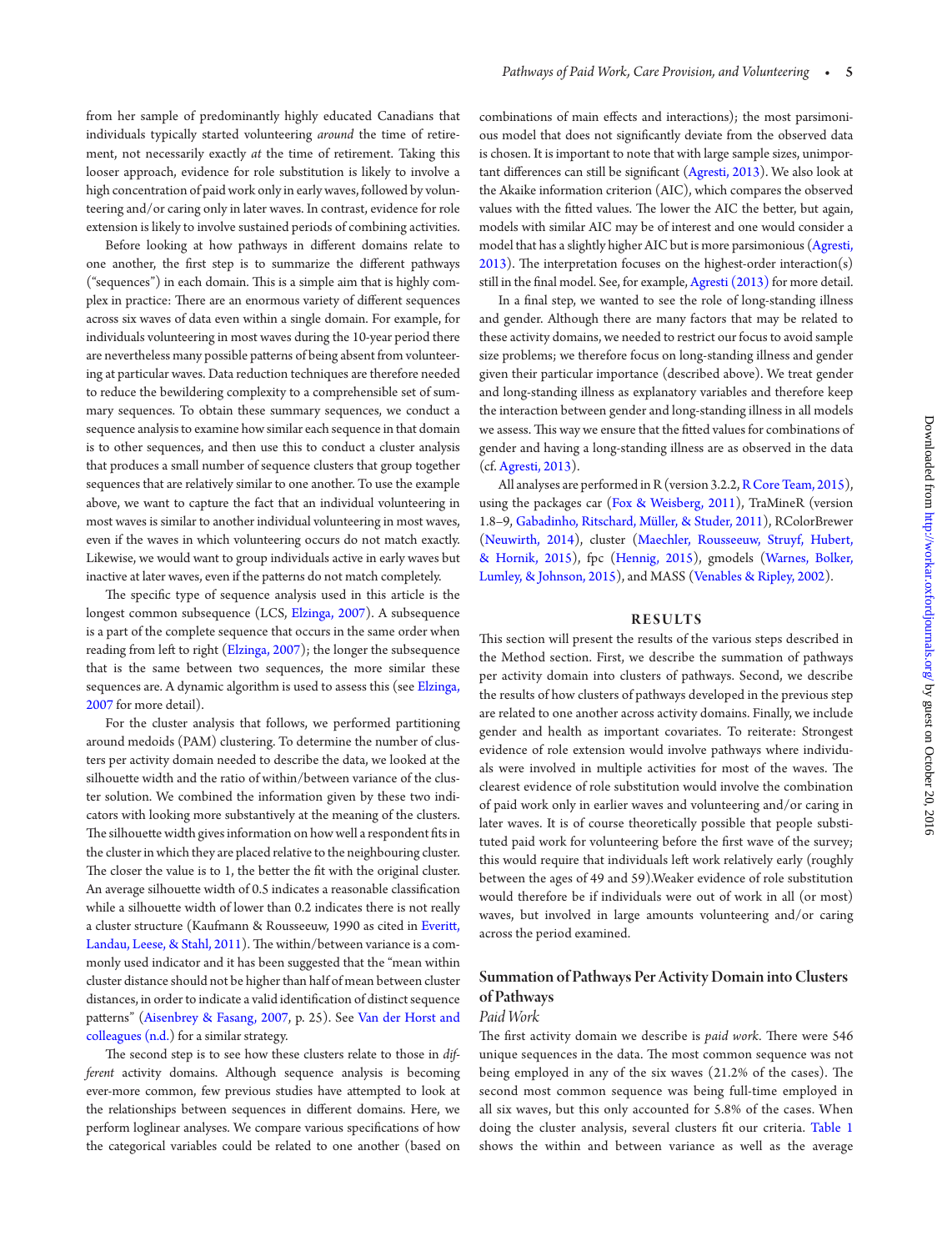from her sample of predominantly highly educated Canadians that individuals typically started volunteering *around* the time of retirement, not necessarily exactly *at* the time of retirement. Taking this looser approach, evidence for role substitution is likely to involve a high concentration of paid work only in early waves, followed by volunteering and/or caring only in later waves. In contrast, evidence for role extension is likely to involve sustained periods of combining activities.

Before looking at how pathways in different domains relate to one another, the first step is to summarize the different pathways ("sequences") in each domain. This is a simple aim that is highly complex in practice: There are an enormous variety of different sequences across six waves of data even within a single domain. For example, for individuals volunteering in most waves during the 10-year period there are nevertheless many possible patterns of being absent from volunteering at particular waves. Data reduction techniques are therefore needed to reduce the bewildering complexity to a comprehensible set of summary sequences. To obtain these summary sequences, we conduct a sequence analysis to examine how similar each sequence in that domain is to other sequences, and then use this to conduct a cluster analysis that produces a small number of sequence clusters that group together sequences that are relatively similar to one another. To use the example above, we want to capture the fact that an individual volunteering in most waves is similar to another individual volunteering in most waves, even if the waves in which volunteering occurs do not match exactly. Likewise, we would want to group individuals active in early waves but inactive at later waves, even if the patterns do not match completely.

The specific type of sequence analysis used in this article is the longest common subsequence (LCS, Elzinga, 2007). A subsequence is a part of the complete sequence that occurs in the same order when reading from left to right (Elzinga, 2007); the longer the subsequence that is the same between two sequences, the more similar these sequences are. A dynamic algorithm is used to assess this (see Elzinga, 2007 for more detail).

For the cluster analysis that follows, we performed partitioning around medoids (PAM) clustering. To determine the number of clusters per activity domain needed to describe the data, we looked at the silhouette width and the ratio of within/between variance of the cluster solution. We combined the information given by these two indicators with looking more substantively at the meaning of the clusters. The silhouette width gives information on how well a respondent fits in the cluster in which they are placed relative to the neighbouring cluster. The closer the value is to 1, the better the fit with the original cluster. An average silhouette width of 0.5 indicates a reasonable classification while a silhouette width of lower than 0.2 indicates there is not really a cluster structure (Kaufmann & Rousseeuw, 1990 as cited in Everitt, Landau, Leese, & Stahl, 2011). The within/between variance is a commonly used indicator and it has been suggested that the "mean within cluster distance should not be higher than half of mean between cluster distances, in order to indicate a valid identification of distinct sequence patterns" (Aisenbrey & Fasang, 2007, p. 25). See Van der Horst and colleagues (n.d.) for a similar strategy.

The second step is to see how these clusters relate to those in *different* activity domains. Although sequence analysis is becoming ever-more common, few previous studies have attempted to look at the relationships between sequences in different domains. Here, we perform loglinear analyses. We compare various specifications of how the categorical variables could be related to one another (based on combinations of main effects and interactions); the most parsimonious model that does not significantly deviate from the observed data is chosen. It is important to note that with large sample sizes, unimportant differences can still be significant (Agresti, 2013). We also look at the Akaike information criterion (AIC), which compares the observed values with the fitted values. The lower the AIC the better, but again, models with similar AIC may be of interest and one would consider a model that has a slightly higher AIC but is more parsimonious (Agresti, 2013). The interpretation focuses on the highest-order interaction(s) still in the final model. See, for example, Agresti (2013) for more detail.

In a final step, we wanted to see the role of long-standing illness and gender. Although there are many factors that may be related to these activity domains, we needed to restrict our focus to avoid sample size problems; we therefore focus on long-standing illness and gender given their particular importance (described above). We treat gender and long-standing illness as explanatory variables and therefore keep the interaction between gender and long-standing illness in all models we assess. This way we ensure that the fitted values for combinations of gender and having a long-standing illness are as observed in the data (cf. Agresti, 2013).

All analyses are performed in R (version 3.2.2, R Core Team, 2015), using the packages car (Fox & Weisberg, 2011), TraMineR (version 1.8–9, Gabadinho, Ritschard, Müller, & Studer, 2011), RColorBrewer (Neuwirth, 2014), cluster (Maechler, Rousseeuw, Struyf, Hubert, & Hornik, 2015), fpc (Hennig, 2015), gmodels (Warnes, Bolker, Lumley, & Johnson, 2015), and MASS (Venables & Ripley, 2002).

## RESULTS

This section will present the results of the various steps described in the Method section. First, we describe the summation of pathways per activity domain into clusters of pathways. Second, we describe the results of how clusters of pathways developed in the previous step are related to one another across activity domains. Finally, we include gender and health as important covariates. To reiterate: Strongest evidence of role extension would involve pathways where individuals were involved in multiple activities for most of the waves. The clearest evidence of role substitution would involve the combination of paid work only in earlier waves and volunteering and/or caring in later waves. It is of course theoretically possible that people substituted paid work for volunteering before the first wave of the survey; this would require that individuals left work relatively early (roughly between the ages of 49 and 59).Weaker evidence of role substitution would therefore be if individuals were out of work in all (or most) waves, but involved in large amounts volunteering and/or caring across the period examined.

### Summation of Pathways Per Activity Domain into Clusters of Pathways

*Paid Work*

The first activity domain we describe is *paid work*. There were 546 unique sequences in the data. The most common sequence was not being employed in any of the six waves (21.2% of the cases). The second most common sequence was being full-time employed in all six waves, but this only accounted for 5.8% of the cases. When doing the cluster analysis, several clusters fit our criteria. Table 1 shows the within and between variance as well as the average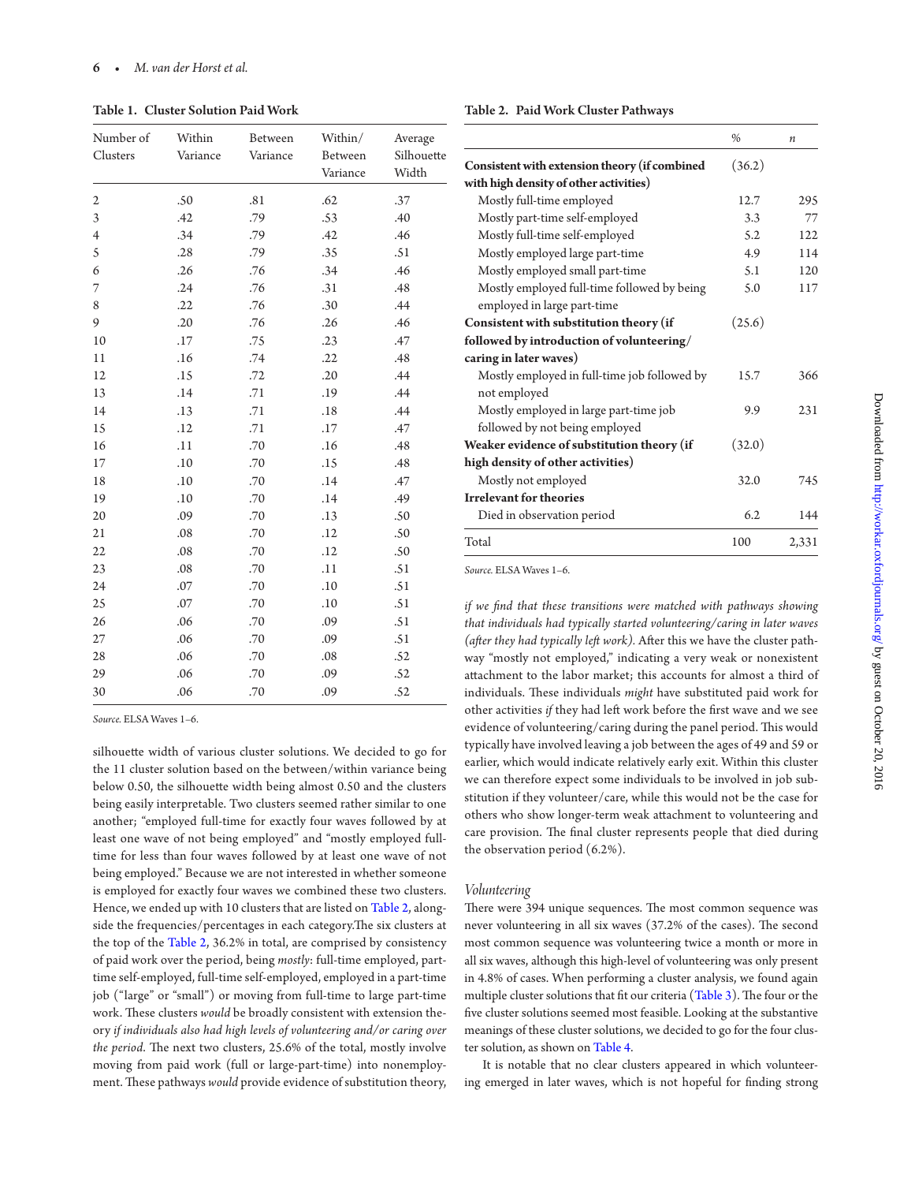**Table 1. Cluster Solution Paid Work**

| Number of Clusters | Within Variance | Between Variance | Within/ Between Variance | Average Silhouette Width |
|---|---|---|---|---|
| 2 | .50 | .81 | .62 | .37 |
| 3 | .42 | .79 | .53 | .40 |
| 4 | .34 | .79 | .42 | .46 |
| 5 | .28 | .79 | .35 | .51 |
| 6 | .26 | .76 | .34 | .46 |
| 7 | .24 | .76 | .31 | .48 |
| 8 | .22 | .76 | .30 | .44 |
| 9 | .20 | .76 | .26 | .46 |
| 10 | .17 | .75 | .23 | .47 |
| 11 | .16 | .74 | .22 | .48 |
| 12 | .15 | .72 | .20 | .44 |
| 13 | .14 | .71 | .19 | .44 |
| 14 | .13 | .71 | .18 | .44 |
| 15 | .12 | .71 | .17 | .47 |
| 16 | .11 | .70 | .16 | .48 |
| 17 | .10 | .70 | .15 | .48 |
| 18 | .10 | .70 | .14 | .47 |
| 19 | .10 | .70 | .14 | .49 |
| 20 | .09 | .70 | .13 | .50 |
| 21 | .08 | .70 | .12 | .50 |
| 22 | .08 | .70 | .12 | .50 |
| 23 | .08 | .70 | .11 | .51 |
| 24 | .07 | .70 | .10 | .51 |
| 25 | .07 | .70 | .10 | .51 |
| 26 | .06 | .70 | .09 | .51 |
| 27 | .06 | .70 | .09 | .51 |
| 28 | .06 | .70 | .08 | .52 |
| 29 | .06 | .70 | .09 | .52 |
| 30 | .06 | .70 | .09 | .52 |

*Source.* ELSA Waves 1–6.

silhouette width of various cluster solutions. We decided to go for the 11 cluster solution based on the between/within variance being below 0.50, the silhouette width being almost 0.50 and the clusters being easily interpretable. Two clusters seemed rather similar to one another; "employed full-time for exactly four waves followed by at least one wave of not being employed" and "mostly employed full-time for less than four waves followed by at least one wave of not being employed." Because we are not interested in whether someone is employed for exactly four waves we combined these two clusters. Hence, we ended up with 10 clusters that are listed on Table 2, alongside the frequencies/percentages in each category.The six clusters at the top of the Table 2, 36.2% in total, are comprised by consistency of paid work over the period, being *mostly*: full-time employed, part-time self-employed, full-time self-employed, employed in a part-time job ("large" or "small") or moving from full-time to large part-time work. These clusters *would* be broadly consistent with extension theory *if individuals also had high levels of volunteering and/or caring over the period*. The next two clusters, 25.6% of the total, mostly involve moving from paid work (full or large-part-time) into nonemployment. These pathways *would* provide evidence of substitution theory, *if we find that these transitions were matched with pathways showing that individuals had typically started volunteering/caring in later waves (after they had typically left work)*. After this we have the cluster pathway "mostly not employed," indicating a very weak or nonexistent attachment to the labor market; this accounts for almost a third of individuals. These individuals *might* have substituted paid work for other activities *if* they had left work before the first wave and we see evidence of volunteering/caring during the panel period. This would typically have involved leaving a job between the ages of 49 and 59 or earlier, which would indicate relatively early exit. Within this cluster we can therefore expect some individuals to be involved in job substitution if they volunteer/care, while this would not be the case for others who show longer-term weak attachment to volunteering and care provision. The final cluster represents people that died during the observation period (6.2%).

**Table 2. Paid Work Cluster Pathways**

| | % | *n* |
|---|---|---|
| **Consistent with extension theory (if combined with high density of other activities)** | (36.2) | |
| Mostly full-time employed | 12.7 | 295 |
| Mostly part-time self-employed | 3.3 | 77 |
| Mostly full-time self-employed | 5.2 | 122 |
| Mostly employed large part-time | 4.9 | 114 |
| Mostly employed small part-time | 5.1 | 120 |
| Mostly employed full-time followed by being employed in large part-time | 5.0 | 117 |
| **Consistent with substitution theory (if followed by introduction of volunteering/caring in later waves)** | (25.6) | |
| Mostly employed in full-time job followed by not employed | 15.7 | 366 |
| Mostly employed in large part-time job followed by not being employed | 9.9 | 231 |
| **Weaker evidence of substitution theory (if high density of other activities)** | (32.0) | |
| Mostly not employed | 32.0 | 745 |
| **Irrelevant for theories** | | |
| Died in observation period | 6.2 | 144 |
| Total | 100 | 2,331 |

*Source.* ELSA Waves 1–6.

### *Volunteering*

There were 394 unique sequences. The most common sequence was never volunteering in all six waves (37.2% of the cases). The second most common sequence was volunteering twice a month or more in all six waves, although this high-level of volunteering was only present in 4.8% of cases. When performing a cluster analysis, we found again multiple cluster solutions that fit our criteria (Table 3). The four or the five cluster solutions seemed most feasible. Looking at the substantive meanings of these cluster solutions, we decided to go for the four cluster solution, as shown on Table 4.

It is notable that no clear clusters appeared in which volunteering emerged in later waves, which is not hopeful for finding strong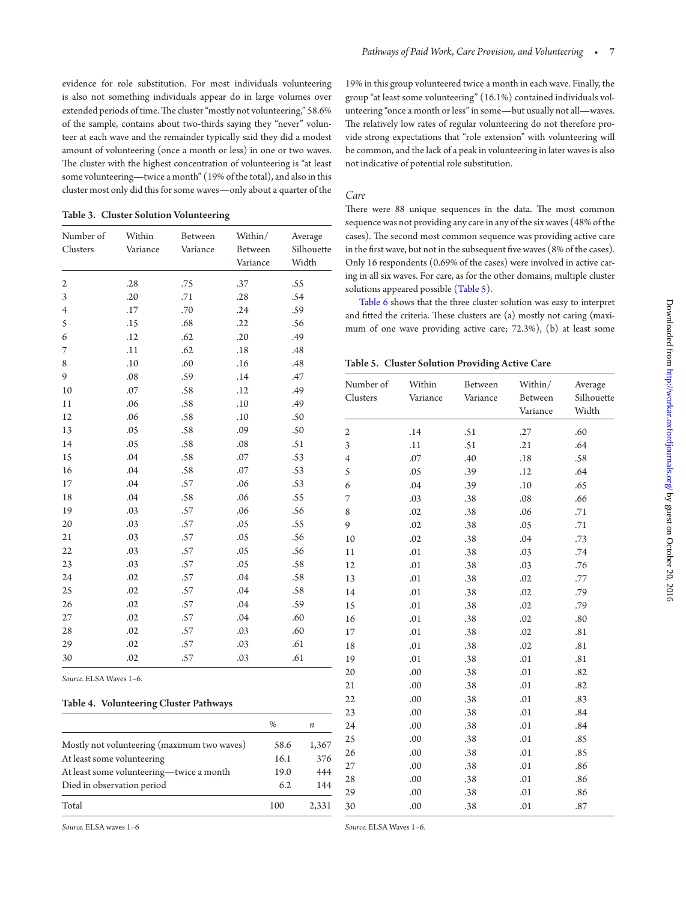evidence for role substitution. For most individuals volunteering is also not something individuals appear do in large volumes over extended periods of time. The cluster "mostly not volunteering," 58.6% of the sample, contains about two-thirds saying they "never" volunteer at each wave and the remainder typically said they did a modest amount of volunteering (once a month or less) in one or two waves. The cluster with the highest concentration of volunteering is "at least some volunteering—twice a month" (19% of the total), and also in this cluster most only did this for some waves—only about a quarter of the

**Table 3. Cluster Solution Volunteering**

| Number of Clusters | Within Variance | Between Variance | Within/ Between Variance | Average Silhouette Width |
|---|---|---|---|---|
| 2 | .28 | .75 | .37 | .55 |
| 3 | .20 | .71 | .28 | .54 |
| 4 | .17 | .70 | .24 | .59 |
| 5 | .15 | .68 | .22 | .56 |
| 6 | .12 | .62 | .20 | .49 |
| 7 | .11 | .62 | .18 | .48 |
| 8 | .10 | .60 | .16 | .48 |
| 9 | .08 | .59 | .14 | .47 |
| 10 | .07 | .58 | .12 | .49 |
| 11 | .06 | .58 | .10 | .49 |
| 12 | .06 | .58 | .10 | .50 |
| 13 | .05 | .58 | .09 | .50 |
| 14 | .05 | .58 | .08 | .51 |
| 15 | .04 | .58 | .07 | .53 |
| 16 | .04 | .58 | .07 | .53 |
| 17 | .04 | .57 | .06 | .53 |
| 18 | .04 | .58 | .06 | .55 |
| 19 | .03 | .57 | .06 | .56 |
| 20 | .03 | .57 | .05 | .55 |
| 21 | .03 | .57 | .05 | .56 |
| 22 | .03 | .57 | .05 | .56 |
| 23 | .03 | .57 | .05 | .58 |
| 24 | .02 | .57 | .04 | .58 |
| 25 | .02 | .57 | .04 | .58 |
| 26 | .02 | .57 | .04 | .59 |
| 27 | .02 | .57 | .04 | .60 |
| 28 | .02 | .57 | .03 | .60 |
| 29 | .02 | .57 | .03 | .61 |
| 30 | .02 | .57 | .03 | .61 |

*Source.* ELSA Waves 1–6.

**Table 4. Volunteering Cluster Pathways**

| | % | *n* |
|---|---|---|
| Mostly not volunteering (maximum two waves) | 58.6 | 1,367 |
| At least some volunteering | 16.1 | 376 |
| At least some volunteering—twice a month | 19.0 | 444 |
| Died in observation period | 6.2 | 144 |
| Total | 100 | 2,331 |

*Source.* ELSA waves 1–6

19% in this group volunteered twice a month in each wave. Finally, the group "at least some volunteering" (16.1%) contained individuals volunteering "once a month or less" in some—but usually not all—waves. The relatively low rates of regular volunteering do not therefore provide strong expectations that "role extension" with volunteering will be common, and the lack of a peak in volunteering in later waves is also not indicative of potential role substitution.

### *Care*

There were 88 unique sequences in the data. The most common sequence was not providing any care in any of the six waves (48% of the cases). The second most common sequence was providing active care in the first wave, but not in the subsequent five waves (8% of the cases). Only 16 respondents (0.69% of the cases) were involved in active caring in all six waves. For care, as for the other domains, multiple cluster solutions appeared possible (Table 5).

Table 6 shows that the three cluster solution was easy to interpret and fitted the criteria. These clusters are (a) mostly not caring (maximum of one wave providing active care; 72.3%), (b) at least some

**Table 5. Cluster Solution Providing Active Care**

| Number of Clusters | Within Variance | Between Variance | Within/ Between Variance | Average Silhouette Width |
|---|---|---|---|---|
| 2 | .14 | .51 | .27 | .60 |
| 3 | .11 | .51 | .21 | .64 |
| 4 | .07 | .40 | .18 | .58 |
| 5 | .05 | .39 | .12 | .64 |
| 6 | .04 | .39 | .10 | .65 |
| 7 | .03 | .38 | .08 | .66 |
| 8 | .02 | .38 | .06 | .71 |
| 9 | .02 | .38 | .05 | .71 |
| 10 | .02 | .38 | .04 | .73 |
| 11 | .01 | .38 | .03 | .74 |
| 12 | .01 | .38 | .03 | .76 |
| 13 | .01 | .38 | .02 | .77 |
| 14 | .01 | .38 | .02 | .79 |
| 15 | .01 | .38 | .02 | .79 |
| 16 | .01 | .38 | .02 | .80 |
| 17 | .01 | .38 | .02 | .81 |
| 18 | .01 | .38 | .02 | .81 |
| 19 | .01 | .38 | .01 | .81 |
| 20 | .00 | .38 | .01 | .82 |
| 21 | .00 | .38 | .01 | .82 |
| 22 | .00 | .38 | .01 | .83 |
| 23 | .00 | .38 | .01 | .84 |
| 24 | .00 | .38 | .01 | .84 |
| 25 | .00 | .38 | .01 | .85 |
| 26 | .00 | .38 | .01 | .85 |
| 27 | .00 | .38 | .01 | .86 |
| 28 | .00 | .38 | .01 | .86 |
| 29 | .00 | .38 | .01 | .86 |
| 30 | .00 | .38 | .01 | .87 |

*Source.* ELSA Waves 1–6.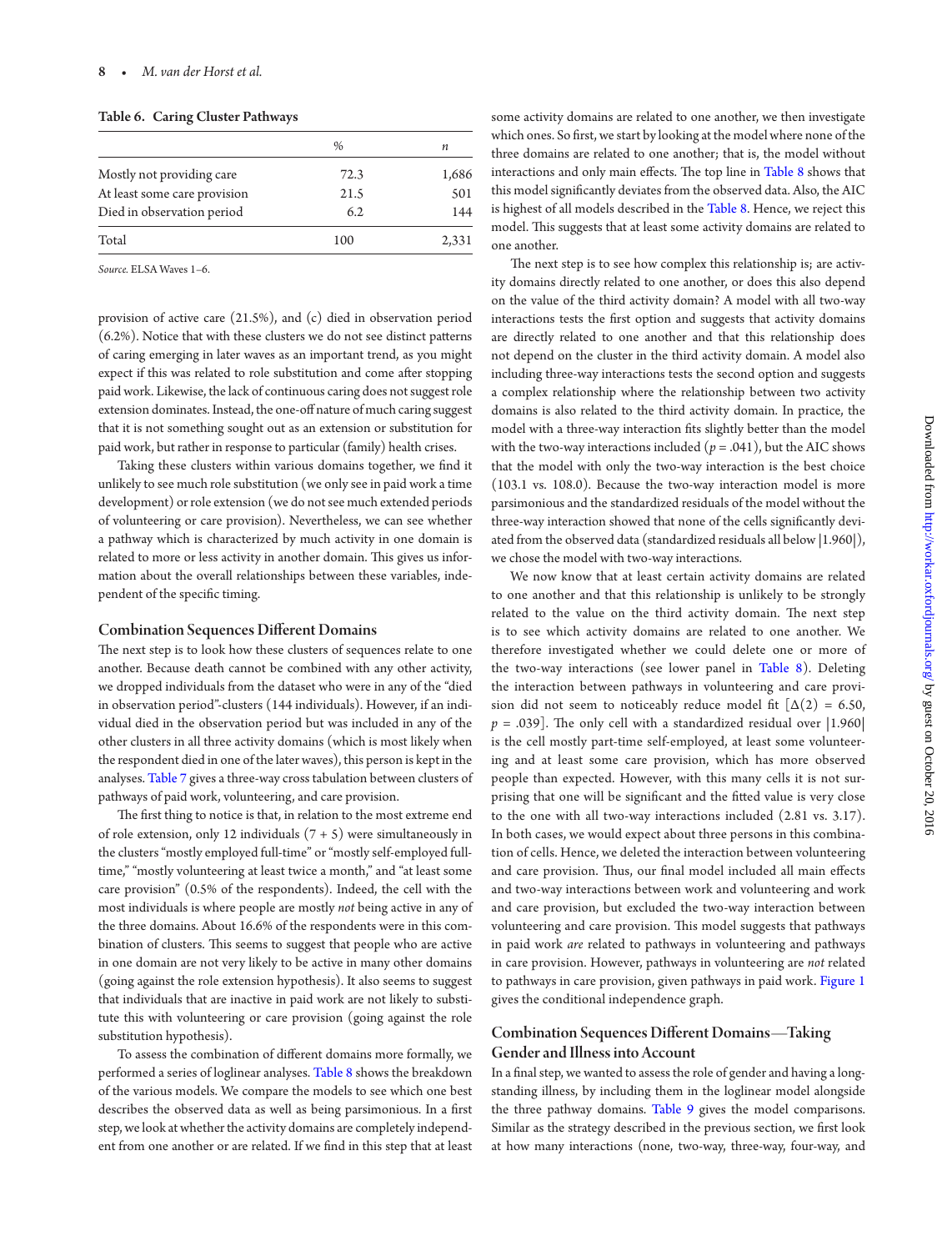Table 6. Caring Cluster Pathways

| | % | n |
|---|---|---|
| Mostly not providing care | 72.3 | 1,686 |
| At least some care provision | 21.5 | 501 |
| Died in observation period | 6.2 | 144 |
| Total | 100 | 2,331 |

*Source.* ELSA Waves 1–6.

provision of active care (21.5%), and (c) died in observation period (6.2%). Notice that with these clusters we do not see distinct patterns of caring emerging in later waves as an important trend, as you might expect if this was related to role substitution and come after stopping paid work. Likewise, the lack of continuous caring does not suggest role extension dominates. Instead, the one-off nature of much caring suggest that it is not something sought out as an extension or substitution for paid work, but rather in response to particular (family) health crises.

Taking these clusters within various domains together, we find it unlikely to see much role substitution (we only see in paid work a time development) or role extension (we do not see much extended periods of volunteering or care provision). Nevertheless, we can see whether a pathway which is characterized by much activity in one domain is related to more or less activity in another domain. This gives us information about the overall relationships between these variables, independent of the specific timing.

## Combination Sequences Different Domains

The next step is to look how these clusters of sequences relate to one another. Because death cannot be combined with any other activity, we dropped individuals from the dataset who were in any of the "died in observation period"-clusters (144 individuals). However, if an individual died in the observation period but was included in any of the other clusters in all three activity domains (which is most likely when the respondent died in one of the later waves), this person is kept in the analyses. Table 7 gives a three-way cross tabulation between clusters of pathways of paid work, volunteering, and care provision.

The first thing to notice is that, in relation to the most extreme end of role extension, only 12 individuals (7 + 5) were simultaneously in the clusters "mostly employed full-time" or "mostly self-employed full-time," "mostly volunteering at least twice a month," and "at least some care provision" (0.5% of the respondents). Indeed, the cell with the most individuals is where people are mostly *not* being active in any of the three domains. About 16.6% of the respondents were in this combination of clusters. This seems to suggest that people who are active in one domain are not very likely to be active in many other domains (going against the role extension hypothesis). It also seems to suggest that individuals that are inactive in paid work are not likely to substitute this with volunteering or care provision (going against the role substitution hypothesis).

To assess the combination of different domains more formally, we performed a series of loglinear analyses. Table 8 shows the breakdown of the various models. We compare the models to see which one best describes the observed data as well as being parsimonious. In a first step, we look at whether the activity domains are completely independent from one another or are related. If we find in this step that at least some activity domains are related to one another, we then investigate which ones. So first, we start by looking at the model where none of the three domains are related to one another; that is, the model without interactions and only main effects. The top line in Table 8 shows that this model significantly deviates from the observed data. Also, the AIC is highest of all models described in the Table 8. Hence, we reject this model. This suggests that at least some activity domains are related to one another.

The next step is to see how complex this relationship is; are activity domains directly related to one another, or does this also depend on the value of the third activity domain? A model with all two-way interactions tests the first option and suggests that activity domains are directly related to one another and that this relationship does not depend on the cluster in the third activity domain. A model also including three-way interactions tests the second option and suggests a complex relationship where the relationship between two activity domains is also related to the third activity domain. In practice, the model with a three-way interaction fits slightly better than the model with the two-way interactions included ($p = .041$), but the AIC shows that the model with only the two-way interaction is the best choice (103.1 vs. 108.0). Because the two-way interaction model is more parsimonious and the standardized residuals of the model without the three-way interaction showed that none of the cells significantly deviated from the observed data (standardized residuals all below $|1.960|$), we chose the model with two-way interactions.

We now know that at least certain activity domains are related to one another and that this relationship is unlikely to be strongly related to the value on the third activity domain. The next step is to see which activity domains are related to one another. We therefore investigated whether we could delete one or more of the two-way interactions (see lower panel in Table 8). Deleting the interaction between pathways in volunteering and care provision did not seem to noticeably reduce model fit [$\Delta(2) = 6.50$, $p = .039$]. The only cell with a standardized residual over $|1.960|$ is the cell mostly part-time self-employed, at least some volunteering and at least some care provision, which has more observed people than expected. However, with this many cells it is not surprising that one will be significant and the fitted value is very close to the one with all two-way interactions included (2.81 vs. 3.17). In both cases, we would expect about three persons in this combination of cells. Hence, we deleted the interaction between volunteering and care provision. Thus, our final model included all main effects and two-way interactions between work and volunteering and work and care provision, but excluded the two-way interaction between volunteering and care provision. This model suggests that pathways in paid work *are* related to pathways in volunteering and pathways in care provision. However, pathways in volunteering are *not* related to pathways in care provision, given pathways in paid work. Figure 1 gives the conditional independence graph.

## Combination Sequences Different Domains—Taking Gender and Illness into Account

In a final step, we wanted to assess the role of gender and having a longstanding illness, by including them in the loglinear model alongside the three pathway domains. Table 9 gives the model comparisons. Similar as the strategy described in the previous section, we first look at how many interactions (none, two-way, three-way, four-way, and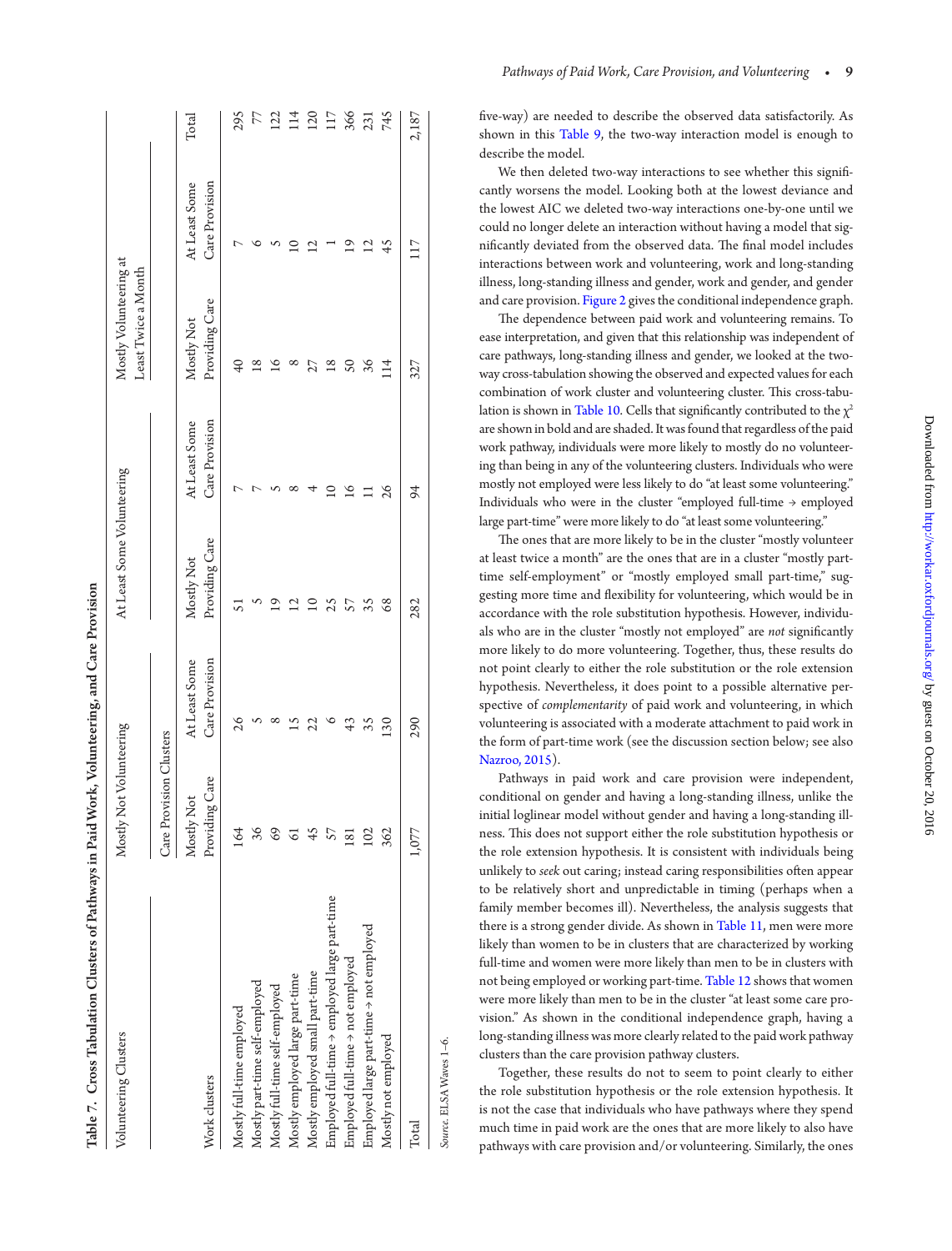Table 7. Cross Tabulation Clusters of Pathways in Paid Work, Volunteering, and Care Provision

| Volunteering Clusters | Mostly Not Volunteering | | At Least Some Volunteering | | Mostly Volunteering at Least Twice a Month | | Total |
|---|---|---|---|---|---|---|---|
| | Care Provision Clusters | | | | | | |
| Work clusters | Mostly Not Providing Care | At Least Some Care Provision | Mostly Not Providing Care | At Least Some Care Provision | Mostly Not Providing Care | At Least Some Care Provision | |
| Mostly full-time employed | 164 | 26 | 51 | 7 | 40 | 7 | 295 |
| Mostly part-time self-employed | 36 | 5 | 5 | 7 | 18 | 6 | 77 |
| Mostly full-time self-employed | 69 | 8 | 19 | 5 | 16 | 5 | 122 |
| Mostly employed large part-time | 61 | 15 | 12 | 8 | 8 | 10 | 114 |
| Mostly employed small part-time | 45 | 22 | 10 | 4 | 27 | 12 | 120 |
| Employed full-time → employed large part-time | 57 | 6 | 25 | 10 | 18 | 1 | 117 |
| Employed full-time → not employed | 181 | 43 | 57 | 16 | 50 | 19 | 366 |
| Employed large part-time → not employed | 102 | 35 | 35 | 11 | 36 | 12 | 231 |
| Mostly not employed | 362 | 130 | 68 | 26 | 114 | 45 | 745 |
| Total | 1,077 | 290 | 282 | 94 | 327 | 117 | 2,187 |

*Source*. ELSA Waves 1–6.

five-way) are needed to describe the observed data satisfactorily. As shown in this Table 9, the two-way interaction model is enough to describe the model.

We then deleted two-way interactions to see whether this significantly worsens the model. Looking both at the lowest deviance and the lowest AIC we deleted two-way interactions one-by-one until we could no longer delete an interaction without having a model that significantly deviated from the observed data. The final model includes interactions between work and volunteering, work and long-standing illness, long-standing illness and gender, work and gender, and gender and care provision. Figure 2 gives the conditional independence graph.

The dependence between paid work and volunteering remains. To ease interpretation, and given that this relationship was independent of care pathways, long-standing illness and gender, we looked at the two-way cross-tabulation showing the observed and expected values for each combination of work cluster and volunteering cluster. This cross-tabulation is shown in Table 10. Cells that significantly contributed to the $\chi^2$ are shown in bold and are shaded. It was found that regardless of the paid work pathway, individuals were more likely to mostly do no volunteering than being in any of the volunteering clusters. Individuals who were mostly not employed were less likely to do "at least some volunteering." Individuals who were in the cluster "employed full-time → employed large part-time" were more likely to do "at least some volunteering."

The ones that are more likely to be in the cluster "mostly volunteer at least twice a month" are the ones that are in a cluster "mostly part-time self-employment" or "mostly employed small part-time," suggesting more time and flexibility for volunteering, which would be in accordance with the role substitution hypothesis. However, individuals who are in the cluster "mostly not employed" are *not* significantly more likely to do more volunteering. Together, thus, these results do not point clearly to either the role substitution or the role extension hypothesis. Nevertheless, it does point to a possible alternative perspective of *complementarity* of paid work and volunteering, in which volunteering is associated with a moderate attachment to paid work in the form of part-time work (see the discussion section below; see also Nazroo, 2015).

Pathways in paid work and care provision were independent, conditional on gender and having a long-standing illness, unlike the initial loglinear model without gender and having a long-standing illness. This does not support either the role substitution hypothesis or the role extension hypothesis. It is consistent with individuals being unlikely to *seek* out caring; instead caring responsibilities often appear to be relatively short and unpredictable in timing (perhaps when a family member becomes ill). Nevertheless, the analysis suggests that there is a strong gender divide. As shown in Table 11, men were more likely than women to be in clusters that are characterized by working full-time and women were more likely than men to be in clusters with not being employed or working part-time. Table 12 shows that women were more likely than men to be in the cluster "at least some care provision." As shown in the conditional independence graph, having a long-standing illness was more clearly related to the paid work pathway clusters than the care provision pathway clusters.

Together, these results do not to seem to point clearly to either the role substitution hypothesis or the role extension hypothesis. It is not the case that individuals who have pathways where they spend much time in paid work are the ones that are more likely to also have pathways with care provision and/or volunteering. Similarly, the ones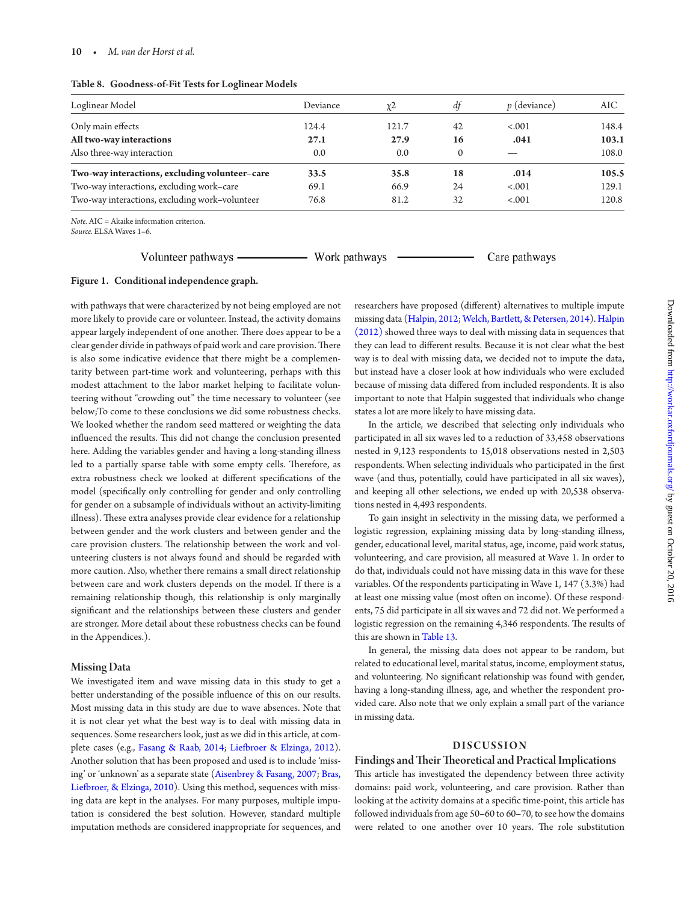**Table 8. Goodness-of-Fit Tests for Loglinear Models**

| Loglinear Model | Deviance | $\chi 2$ | df | p (deviance) | AIC |
|---|---|---|---|---|---|
| Only main effects | 124.4 | 121.7 | 42 | <.001 | 148.4 |
| **All two-way interactions** | **27.1** | **27.9** | **16** | **.041** | **103.1** |
| Also three-way interaction | 0.0 | 0.0 | 0 | — | 108.0 |
| **Two-way interactions, excluding volunteer–care** | **33.5** | **35.8** | **18** | **.014** | **105.5** |
| Two-way interactions, excluding work–care | 69.1 | 66.9 | 24 | <.001 | 129.1 |
| Two-way interactions, excluding work–volunteer | 76.8 | 81.2 | 32 | <.001 | 120.8 |

*Note.* AIC = Akaike information criterion.
*Source.* ELSA Waves 1–6.

Volunteer pathways ———— Work pathways ———— Care pathways

**Figure 1. Conditional independence graph.**

with pathways that were characterized by not being employed are not more likely to provide care or volunteer. Instead, the activity domains appear largely independent of one another. There does appear to be a clear gender divide in pathways of paid work and care provision. There is also some indicative evidence that there might be a complementarity between part-time work and volunteering, perhaps with this modest attachment to the labor market helping to facilitate volunteering without "crowding out" the time necessary to volunteer (see below;To come to these conclusions we did some robustness checks. We looked whether the random seed mattered or weighting the data influenced the results. This did not change the conclusion presented here. Adding the variables gender and having a long-standing illness led to a partially sparse table with some empty cells. Therefore, as extra robustness check we looked at different specifications of the model (specifically only controlling for gender and only controlling for gender on a subsample of individuals without an activity-limiting illness). These extra analyses provide clear evidence for a relationship between gender and the work clusters and between gender and the care provision clusters. The relationship between the work and volunteering clusters is not always found and should be regarded with more caution. Also, whether there remains a small direct relationship between care and work clusters depends on the model. If there is a remaining relationship though, this relationship is only marginally significant and the relationships between these clusters and gender are stronger. More detail about these robustness checks can be found in the Appendices.).

### Missing Data

We investigated item and wave missing data in this study to get a better understanding of the possible influence of this on our results. Most missing data in this study are due to wave absences. Note that it is not clear yet what the best way is to deal with missing data in sequences. Some researchers look, just as we did in this article, at complete cases (e.g., Fasang & Raab, 2014; Liefbroer & Elzinga, 2012). Another solution that has been proposed and used is to include 'missing' or 'unknown' as a separate state (Aisenbrey & Fasang, 2007; Bras, Liefbroer, & Elzinga, 2010). Using this method, sequences with missing data are kept in the analyses. For many purposes, multiple imputation is considered the best solution. However, standard multiple imputation methods are considered inappropriate for sequences, and researchers have proposed (different) alternatives to multiple impute missing data (Halpin, 2012; Welch, Bartlett, & Petersen, 2014). Halpin (2012) showed three ways to deal with missing data in sequences that they can lead to different results. Because it is not clear what the best way is to deal with missing data, we decided not to impute the data, but instead have a closer look at how individuals who were excluded because of missing data differed from included respondents. It is also important to note that Halpin suggested that individuals who change states a lot are more likely to have missing data.

In the article, we described that selecting only individuals who participated in all six waves led to a reduction of 33,458 observations nested in 9,123 respondents to 15,018 observations nested in 2,503 respondents. When selecting individuals who participated in the first wave (and thus, potentially, could have participated in all six waves), and keeping all other selections, we ended up with 20,538 observations nested in 4,493 respondents.

To gain insight in selectivity in the missing data, we performed a logistic regression, explaining missing data by long-standing illness, gender, educational level, marital status, age, income, paid work status, volunteering, and care provision, all measured at Wave 1. In order to do that, individuals could not have missing data in this wave for these variables. Of the respondents participating in Wave 1, 147 (3.3%) had at least one missing value (most often on income). Of these respondents, 75 did participate in all six waves and 72 did not. We performed a logistic regression on the remaining 4,346 respondents. The results of this are shown in Table 13.

In general, the missing data does not appear to be random, but related to educational level, marital status, income, employment status, and volunteering. No significant relationship was found with gender, having a long-standing illness, age, and whether the respondent provided care. Also note that we only explain a small part of the variance in missing data.

## DISCUSSION

### Findings and Their Theoretical and Practical Implications

This article has investigated the dependency between three activity domains: paid work, volunteering, and care provision. Rather than looking at the activity domains at a specific time-point, this article has followed individuals from age 50–60 to 60–70, to see how the domains were related to one another over 10 years. The role substitution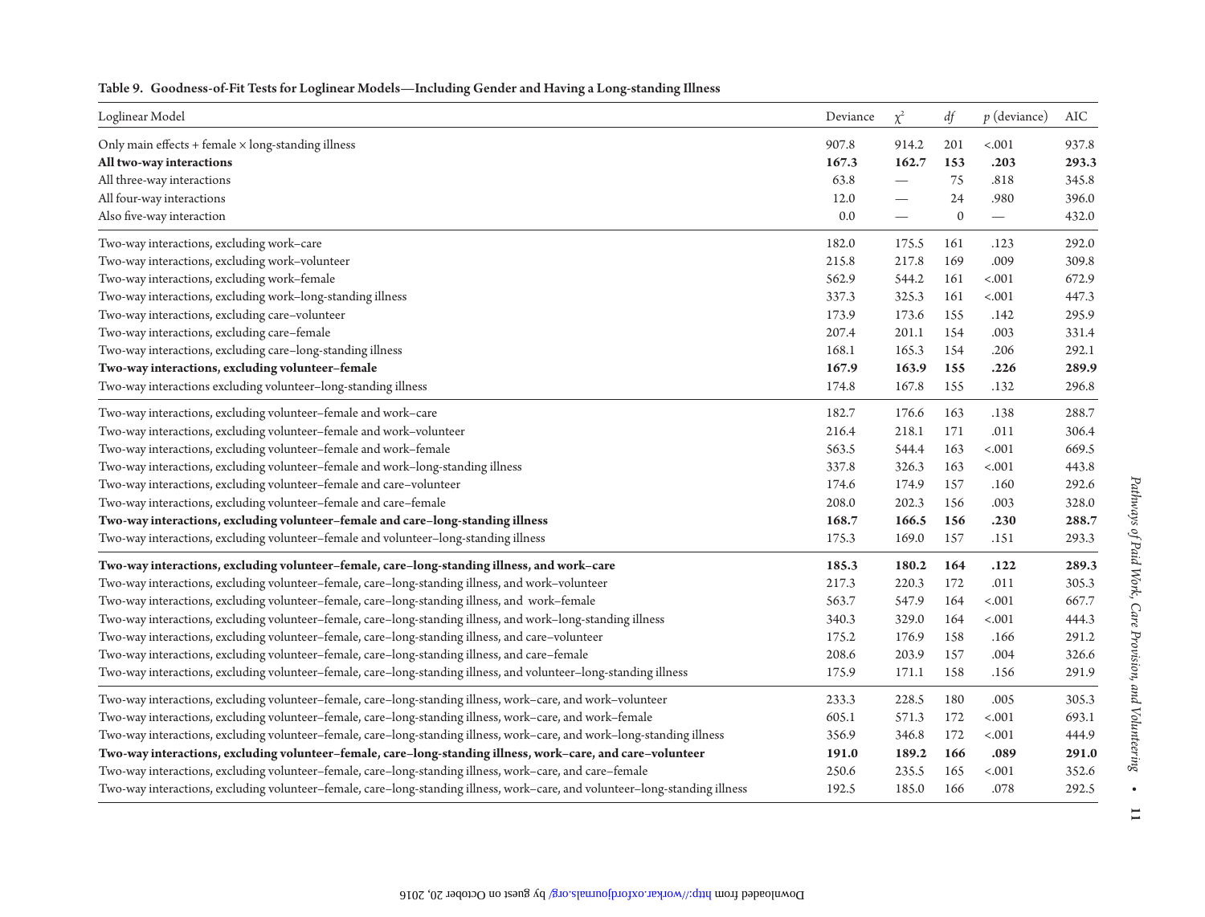**Table 9. Goodness-of-Fit Tests for Loglinear Models—Including Gender and Having a Long-standing Illness**

| Loglinear Model | Deviance | $\chi^2$ | *df* | *p* (deviance) | AIC |
|---|---|---|---|---|---|
| Only main effects + female × long-standing illness | 907.8 | 914.2 | 201 | <.001 | 937.8 |
| **All two-way interactions** | **167.3** | **162.7** | **153** | **.203** | **293.3** |
| All three-way interactions | 63.8 | — | 75 | .818 | 345.8 |
| All four-way interactions | 12.0 | — | 24 | .980 | 396.0 |
| Also five-way interaction | 0.0 | — | 0 | — | 432.0 |
| Two-way interactions, excluding work–care | 182.0 | 175.5 | 161 | .123 | 292.0 |
| Two-way interactions, excluding work–volunteer | 215.8 | 217.8 | 169 | .009 | 309.8 |
| Two-way interactions, excluding work–female | 562.9 | 544.2 | 161 | <.001 | 672.9 |
| Two-way interactions, excluding work–long-standing illness | 337.3 | 325.3 | 161 | <.001 | 447.3 |
| Two-way interactions, excluding care–volunteer | 173.9 | 173.6 | 155 | .142 | 295.9 |
| Two-way interactions, excluding care–female | 207.4 | 201.1 | 154 | .003 | 331.4 |
| Two-way interactions, excluding care–long-standing illness | 168.1 | 165.3 | 154 | .206 | 292.1 |
| **Two-way interactions, excluding volunteer–female** | **167.9** | **163.9** | **155** | **.226** | **289.9** |
| Two-way interactions excluding volunteer–long-standing illness | 174.8 | 167.8 | 155 | .132 | 296.8 |
| Two-way interactions, excluding volunteer–female and work–care | 182.7 | 176.6 | 163 | .138 | 288.7 |
| Two-way interactions, excluding volunteer–female and work–volunteer | 216.4 | 218.1 | 171 | .011 | 306.4 |
| Two-way interactions, excluding volunteer–female and work–female | 563.5 | 544.4 | 163 | <.001 | 669.5 |
| Two-way interactions, excluding volunteer–female and work–long-standing illness | 337.8 | 326.3 | 163 | <.001 | 443.8 |
| Two-way interactions, excluding volunteer–female and care–volunteer | 174.6 | 174.9 | 157 | .160 | 292.6 |
| Two-way interactions, excluding volunteer–female and care–female | 208.0 | 202.3 | 156 | .003 | 328.0 |
| **Two-way interactions, excluding volunteer–female and care–long-standing illness** | **168.7** | **166.5** | **156** | **.230** | **288.7** |
| Two-way interactions, excluding volunteer–female and volunteer–long-standing illness | 175.3 | 169.0 | 157 | .151 | 293.3 |
| **Two-way interactions, excluding volunteer–female, care–long-standing illness, and work–care** | **185.3** | **180.2** | **164** | **.122** | **289.3** |
| Two-way interactions, excluding volunteer–female, care–long-standing illness, and work–volunteer | 217.3 | 220.3 | 172 | .011 | 305.3 |
| Two-way interactions, excluding volunteer–female, care–long-standing illness, and work–female | 563.7 | 547.9 | 164 | <.001 | 667.7 |
| Two-way interactions, excluding volunteer–female, care–long-standing illness, and work–long-standing illness | 340.3 | 329.0 | 164 | <.001 | 444.3 |
| Two-way interactions, excluding volunteer–female, care–long-standing illness, and care–volunteer | 175.2 | 176.9 | 158 | .166 | 291.2 |
| Two-way interactions, excluding volunteer–female, care–long-standing illness, and care–female | 208.6 | 203.9 | 157 | .004 | 326.6 |
| Two-way interactions, excluding volunteer–female, care–long-standing illness, and volunteer–long-standing illness | 175.9 | 171.1 | 158 | .156 | 291.9 |
| Two-way interactions, excluding volunteer–female, care–long-standing illness, work–care, and work–volunteer | 233.3 | 228.5 | 180 | .005 | 305.3 |
| Two-way interactions, excluding volunteer–female, care–long-standing illness, work–care, and work–female | 605.1 | 571.3 | 172 | <.001 | 693.1 |
| Two-way interactions, excluding volunteer–female, care–long-standing illness, work–care, and work–long-standing illness | 356.9 | 346.8 | 172 | <.001 | 444.9 |
| **Two-way interactions, excluding volunteer–female, care–long-standing illness, work–care, and care–volunteer** | **191.0** | **189.2** | **166** | **.089** | **291.0** |
| Two-way interactions, excluding volunteer–female, care–long-standing illness, work–care, and care–female | 250.6 | 235.5 | 165 | <.001 | 352.6 |
| Two-way interactions, excluding volunteer–female, care–long-standing illness, work–care, and volunteer–long-standing illness | 192.5 | 185.0 | 166 | .078 | 292.5 |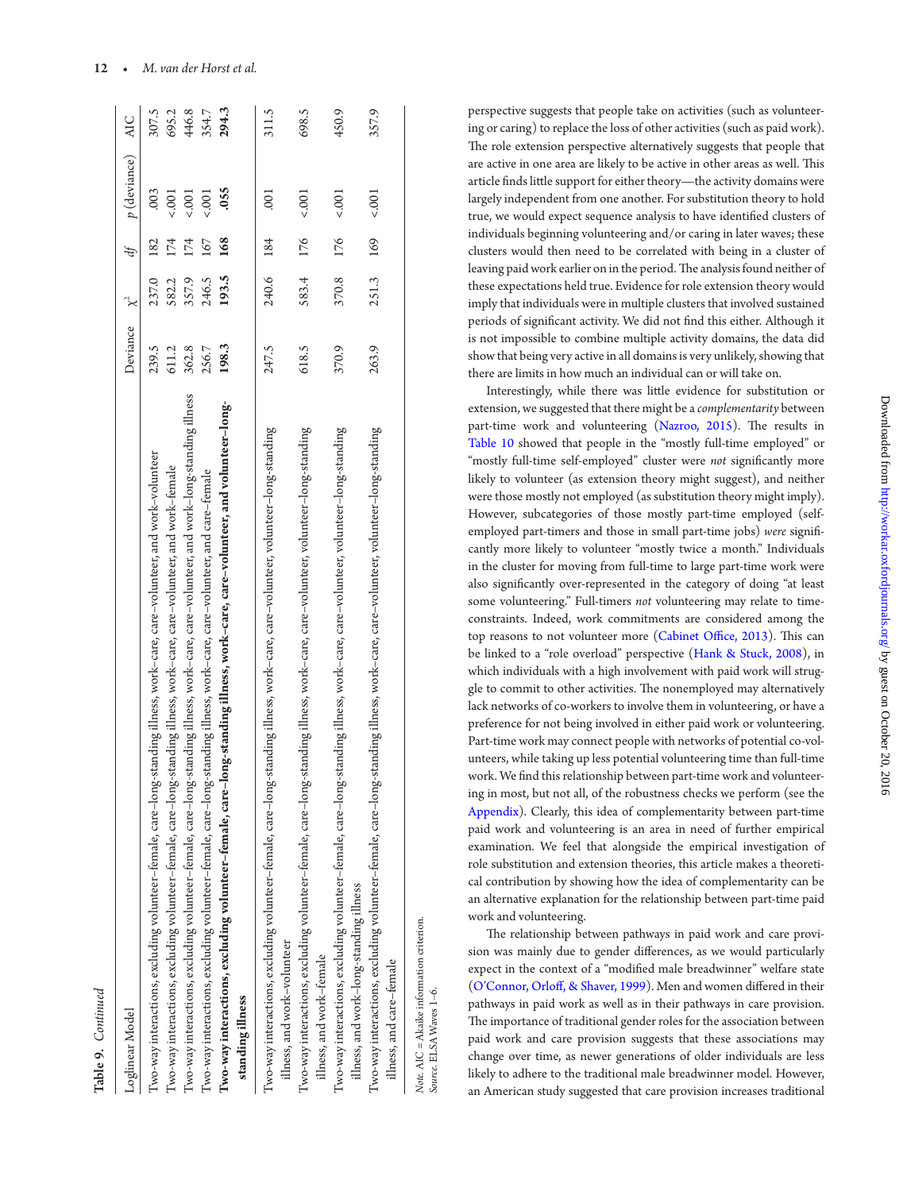**Table 9.** *Continued*

| Loglinear Model | Deviance | $\chi^2$ | *df* | *p* (deviance) | AIC |
|---|---|---|---|---|---|
| Two-way interactions, excluding volunteer–female, care–long-standing illness, work–care, care–volunteer, and work–volunteer | 239.5 | 237.0 | 182 | .003 | 307.5 |
| Two-way interactions, excluding volunteer–female, care–long-standing illness, work–care, care–volunteer, and work–female | 611.2 | 582.2 | 174 | <.001 | 695.2 |
| Two-way interactions, excluding volunteer–female, care–long-standing illness, work–care, care–volunteer, and work–long-standing illness | 362.8 | 357.9 | 174 | <.001 | 446.8 |
| Two-way interactions, excluding volunteer–female, care–long-standing illness, work–care, care–volunteer, and care–female | 256.7 | 246.5 | 167 | <.001 | 354.7 |
| **Two-way interactions, excluding volunteer–female, care–long-standing illness, work–care, care–volunteer, and volunteer–long-standing illness** | **198.3** | **193.5** | **168** | **.055** | **294.3** |
| Two-way interactions, excluding volunteer–female, care–long-standing illness, work–care, care–volunteer, volunteer–long-standing illness, and work–volunteer | 247.5 | 240.6 | 184 | .001 | 311.5 |
| Two-way interactions, excluding volunteer–female, care–long-standing illness, work–care, care–volunteer, volunteer–long-standing illness, and work–female | 618.5 | 583.4 | 176 | <.001 | 698.5 |
| Two-way interactions, excluding volunteer–female, care–long-standing illness, work–care, care–volunteer, volunteer–long-standing illness, and work–long-standing illness | 370.9 | 370.8 | 176 | <.001 | 450.9 |
| Two-way interactions, excluding volunteer–female, care–long-standing illness, work–care, care–volunteer, volunteer–long-standing illness, and care–female | 263.9 | 251.3 | 169 | <.001 | 357.9 |

*Note.* AIC = Akaike information criterion.
*Source.* ELSA Waves 1–6.

perspective suggests that people take on activities (such as volunteering or caring) to replace the loss of other activities (such as paid work). The role extension perspective alternatively suggests that people that are active in one area are likely to be active in other areas as well. This article finds little support for either theory—the activity domains were largely independent from one another. For substitution theory to hold true, we would expect sequence analysis to have identified clusters of individuals beginning volunteering and/or caring in later waves; these clusters would then need to be correlated with being in a cluster of leaving paid work earlier on in the period. The analysis found neither of these expectations held true. Evidence for role extension theory would imply that individuals were in multiple clusters that involved sustained periods of significant activity. We did not find this either. Although it is not impossible to combine multiple activity domains, the data did show that being very active in all domains is very unlikely, showing that there are limits in how much an individual can or will take on.

Interestingly, while there was little evidence for substitution or extension, we suggested that there might be a *complementarity* between part-time work and volunteering (Nazroo, 2015). The results in Table 10 showed that people in the "mostly full-time employed" or "mostly full-time self-employed" cluster were *not* significantly more likely to volunteer (as extension theory might suggest), and neither were those mostly not employed (as substitution theory might imply). However, subcategories of those mostly part-time employed (self-employed part-timers and those in small part-time jobs) *were* significantly more likely to volunteer "mostly twice a month." Individuals in the cluster for moving from full-time to large part-time work were also significantly over-represented in the category of doing "at least some volunteering." Full-timers *not* volunteering may relate to time-constraints. Indeed, work commitments are considered among the top reasons to not volunteer more (Cabinet Office, 2013). This can be linked to a "role overload" perspective (Hank & Stuck, 2008), in which individuals with a high involvement with paid work will struggle to commit to other activities. The nonemployed may alternatively lack networks of co-workers to involve them in volunteering, or have a preference for not being involved in either paid work or volunteering. Part-time work may connect people with networks of potential co-volunteers, while taking up less potential volunteering time than full-time work. We find this relationship between part-time work and volunteering in most, but not all, of the robustness checks we perform (see the Appendix). Clearly, this idea of complementarity between part-time paid work and volunteering is an area in need of further empirical examination. We feel that alongside the empirical investigation of role substitution and extension theories, this article makes a theoretical contribution by showing how the idea of complementarity can be an alternative explanation for the relationship between part-time paid work and volunteering.

The relationship between pathways in paid work and care provision was mainly due to gender differences, as we would particularly expect in the context of a "modified male breadwinner" welfare state (O'Connor, Orloff, & Shaver, 1999). Men and women differed in their pathways in paid work as well as in their pathways in care provision. The importance of traditional gender roles for the association between paid work and care provision suggests that these associations may change over time, as newer generations of older individuals are less likely to adhere to the traditional male breadwinner model. However, an American study suggested that care provision increases traditional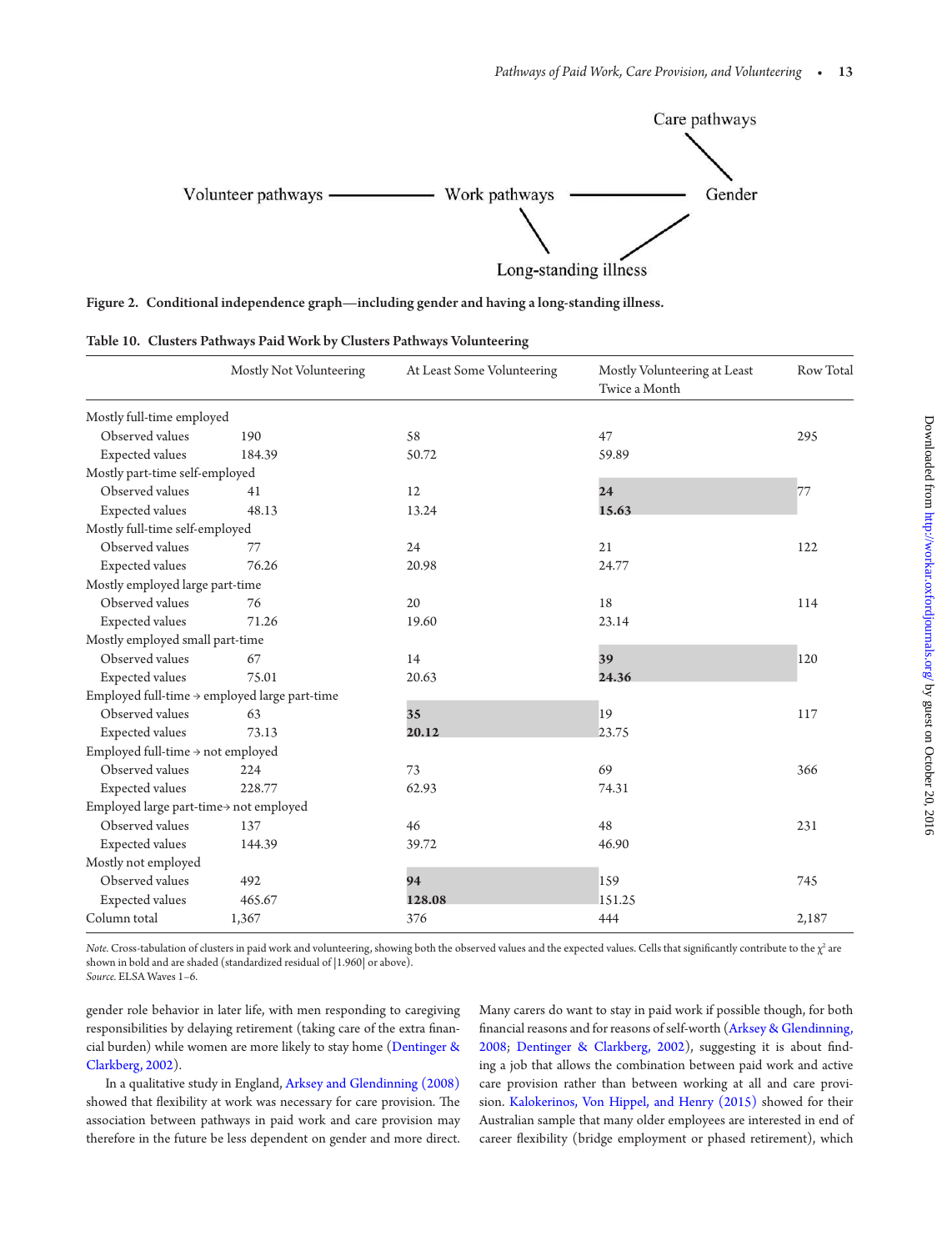Care pathways

Volunteer pathways ——— Work pathways ——— Gender

Long-standing illness

**Figure 2. Conditional independence graph—including gender and having a long-standing illness.**

**Table 10. Clusters Pathways Paid Work by Clusters Pathways Volunteering**

| | Mostly Not Volunteering | At Least Some Volunteering | Mostly Volunteering at Least Twice a Month | Row Total |
|---|---|---|---|---|
| Mostly full-time employed | | | | |
| Observed values | 190 | 58 | 47 | 295 |
| Expected values | 184.39 | 50.72 | 59.89 | |
| Mostly part-time self-employed | | | | |
| Observed values | 41 | 12 | **24** | 77 |
| Expected values | 48.13 | 13.24 | **15.63** | |
| Mostly full-time self-employed | | | | |
| Observed values | 77 | 24 | 21 | 122 |
| Expected values | 76.26 | 20.98 | 24.77 | |
| Mostly employed large part-time | | | | |
| Observed values | 76 | 20 | 18 | 114 |
| Expected values | 71.26 | 19.60 | 23.14 | |
| Mostly employed small part-time | | | | |
| Observed values | 67 | 14 | **39** | 120 |
| Expected values | 75.01 | 20.63 | **24.36** | |
| Employed full-time → employed large part-time | | | | |
| Observed values | 63 | **35** | 19 | 117 |
| Expected values | 73.13 | **20.12** | 23.75 | |
| Employed full-time → not employed | | | | |
| Observed values | 224 | 73 | 69 | 366 |
| Expected values | 228.77 | 62.93 | 74.31 | |
| Employed large part-time→ not employed | | | | |
| Observed values | 137 | 46 | 48 | 231 |
| Expected values | 144.39 | 39.72 | 46.90 | |
| Mostly not employed | | | | |
| Observed values | 492 | **94** | 159 | 745 |
| Expected values | 465.67 | **128.08** | 151.25 | |
| Column total | 1,367 | 376 | 444 | 2,187 |

*Note.* Cross-tabulation of clusters in paid work and volunteering, showing both the observed values and the expected values. Cells that significantly contribute to the $\chi^2$ are shown in bold and are shaded (standardized residual of |1.960| or above).
*Source.* ELSA Waves 1–6.

gender role behavior in later life, with men responding to caregiving responsibilities by delaying retirement (taking care of the extra financial burden) while women are more likely to stay home (Dentinger & Clarkberg, 2002).

In a qualitative study in England, Arksey and Glendinning (2008) showed that flexibility at work was necessary for care provision. The association between pathways in paid work and care provision may therefore in the future be less dependent on gender and more direct. Many carers do want to stay in paid work if possible though, for both financial reasons and for reasons of self-worth (Arksey & Glendinning, 2008; Dentinger & Clarkberg, 2002), suggesting it is about finding a job that allows the combination between paid work and active care provision rather than between working at all and care provision. Kalokerinos, Von Hippel, and Henry (2015) showed for their Australian sample that many older employees are interested in end of career flexibility (bridge employment or phased retirement), which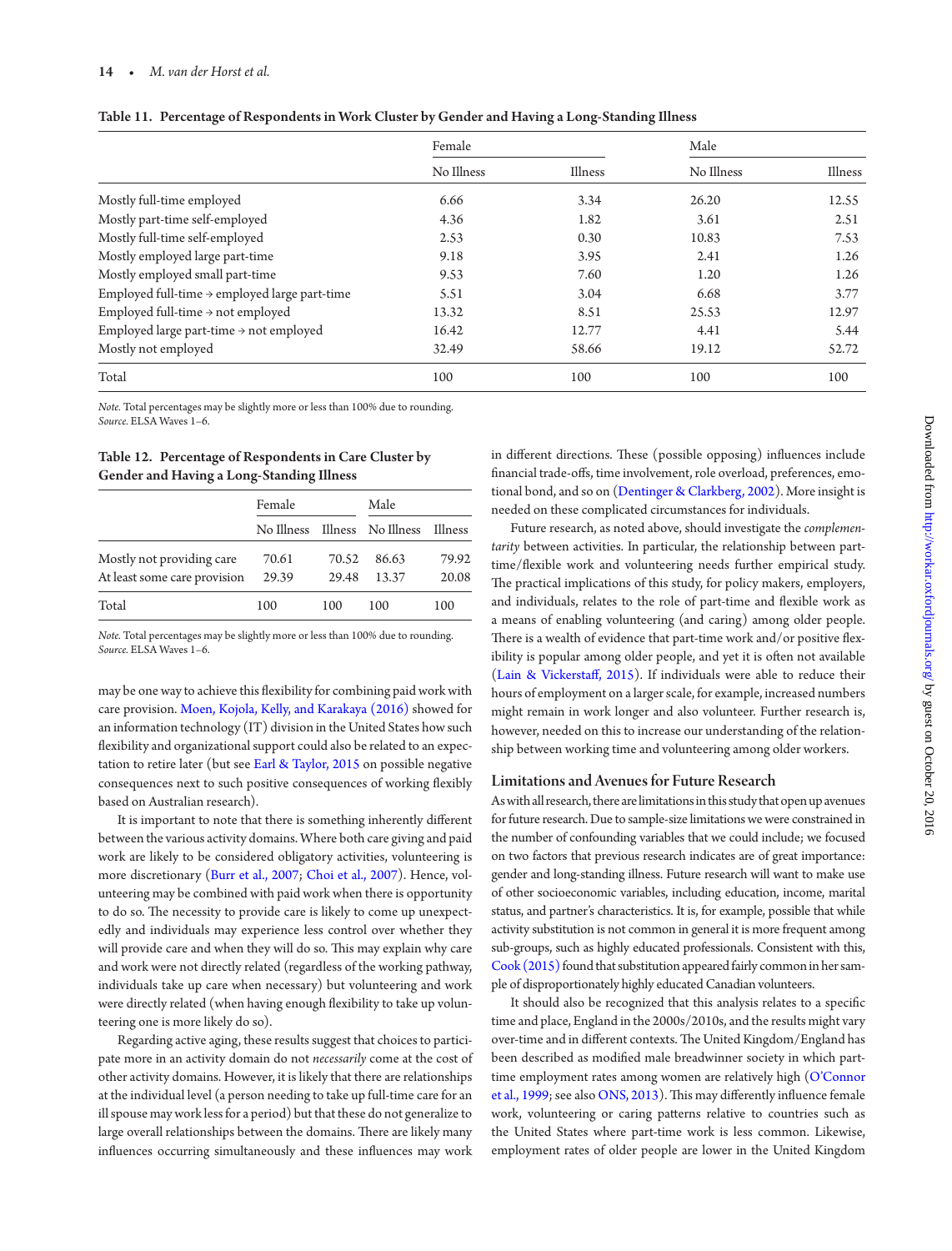**Table 11. Percentage of Respondents in Work Cluster by Gender and Having a Long-Standing Illness**

| | Female | | Male | |
|---|---|---|---|---|
| | No Illness | Illness | No Illness | Illness |
| Mostly full-time employed | 6.66 | 3.34 | 26.20 | 12.55 |
| Mostly part-time self-employed | 4.36 | 1.82 | 3.61 | 2.51 |
| Mostly full-time self-employed | 2.53 | 0.30 | 10.83 | 7.53 |
| Mostly employed large part-time | 9.18 | 3.95 | 2.41 | 1.26 |
| Mostly employed small part-time | 9.53 | 7.60 | 1.20 | 1.26 |
| Employed full-time → employed large part-time | 5.51 | 3.04 | 6.68 | 3.77 |
| Employed full-time → not employed | 13.32 | 8.51 | 25.53 | 12.97 |
| Employed large part-time → not employed | 16.42 | 12.77 | 4.41 | 5.44 |
| Mostly not employed | 32.49 | 58.66 | 19.12 | 52.72 |
| Total | 100 | 100 | 100 | 100 |

*Note.* Total percentages may be slightly more or less than 100% due to rounding.
*Source.* ELSA Waves 1–6.

**Table 12. Percentage of Respondents in Care Cluster by Gender and Having a Long-Standing Illness**

| | Female | | Male | |
|---|---|---|---|---|
| | No Illness | Illness | No Illness | Illness |
| Mostly not providing care | 70.61 | 70.52 | 86.63 | 79.92 |
| At least some care provision | 29.39 | 29.48 | 13.37 | 20.08 |
| Total | 100 | 100 | 100 | 100 |

*Note.* Total percentages may be slightly more or less than 100% due to rounding.
*Source.* ELSA Waves 1–6.

may be one way to achieve this flexibility for combining paid work with care provision. Moen, Kojola, Kelly, and Karakaya (2016) showed for an information technology (IT) division in the United States how such flexibility and organizational support could also be related to an expectation to retire later (but see Earl & Taylor, 2015 on possible negative consequences next to such positive consequences of working flexibly based on Australian research).

It is important to note that there is something inherently different between the various activity domains. Where both care giving and paid work are likely to be considered obligatory activities, volunteering is more discretionary (Burr et al., 2007; Choi et al., 2007). Hence, volunteering may be combined with paid work when there is opportunity to do so. The necessity to provide care is likely to come up unexpectedly and individuals may experience less control over whether they will provide care and when they will do so. This may explain why care and work were not directly related (regardless of the working pathway, individuals take up care when necessary) but volunteering and work were directly related (when having enough flexibility to take up volunteering one is more likely do so).

Regarding active aging, these results suggest that choices to participate more in an activity domain do not *necessarily* come at the cost of other activity domains. However, it is likely that there are relationships at the individual level (a person needing to take up full-time care for an ill spouse may work less for a period) but that these do not generalize to large overall relationships between the domains. There are likely many influences occurring simultaneously and these influences may work in different directions. These (possible opposing) influences include financial trade-offs, time involvement, role overload, preferences, emotional bond, and so on (Dentinger & Clarkberg, 2002). More insight is needed on these complicated circumstances for individuals.

Future research, as noted above, should investigate the *complementarity* between activities. In particular, the relationship between part-time/flexible work and volunteering needs further empirical study. The practical implications of this study, for policy makers, employers, and individuals, relates to the role of part-time and flexible work as a means of enabling volunteering (and caring) among older people. There is a wealth of evidence that part-time work and/or positive flexibility is popular among older people, and yet it is often not available (Lain & Vickerstaff, 2015). If individuals were able to reduce their hours of employment on a larger scale, for example, increased numbers might remain in work longer and also volunteer. Further research is, however, needed on this to increase our understanding of the relationship between working time and volunteering among older workers.

## Limitations and Avenues for Future Research

As with all research, there are limitations in this study that open up avenues for future research. Due to sample-size limitations we were constrained in the number of confounding variables that we could include; we focused on two factors that previous research indicates are of great importance: gender and long-standing illness. Future research will want to make use of other socioeconomic variables, including education, income, marital status, and partner's characteristics. It is, for example, possible that while activity substitution is not common in general it is more frequent among sub-groups, such as highly educated professionals. Consistent with this, Cook (2015) found that substitution appeared fairly common in her sample of disproportionately highly educated Canadian volunteers.

It should also be recognized that this analysis relates to a specific time and place, England in the 2000s/2010s, and the results might vary over-time and in different contexts. The United Kingdom/England has been described as modified male breadwinner society in which part-time employment rates among women are relatively high (O'Connor et al., 1999; see also ONS, 2013). This may differently influence female work, volunteering or caring patterns relative to countries such as the United States where part-time work is less common. Likewise, employment rates of older people are lower in the United Kingdom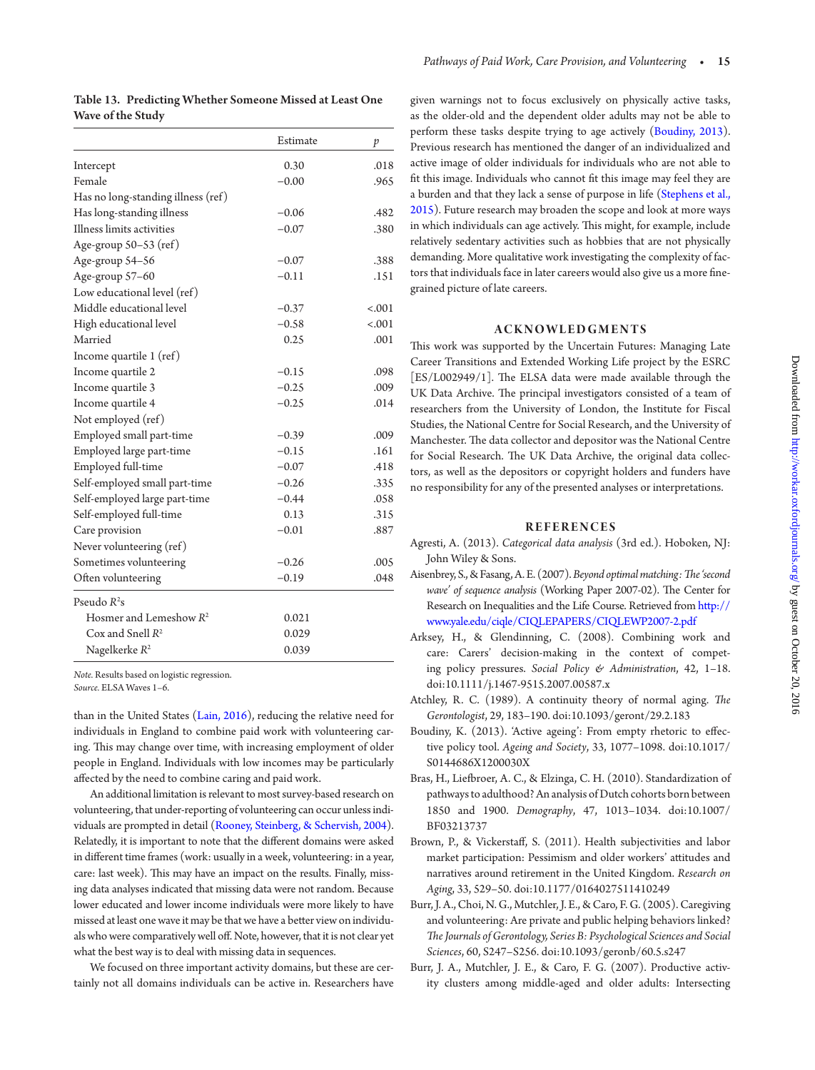**Table 13. Predicting Whether Someone Missed at Least One Wave of the Study**

| | Estimate | $p$ |
|---|---|---|
| Intercept | 0.30 | .018 |
| Female | −0.00 | .965 |
| Has no long-standing illness (ref) | | |
| Has long-standing illness | −0.06 | .482 |
| Illness limits activities | −0.07 | .380 |
| Age-group 50–53 (ref) | | |
| Age-group 54–56 | −0.07 | .388 |
| Age-group 57–60 | −0.11 | .151 |
| Low educational level (ref) | | |
| Middle educational level | −0.37 | <.001 |
| High educational level | −0.58 | <.001 |
| Married | 0.25 | .001 |
| Income quartile 1 (ref) | | |
| Income quartile 2 | −0.15 | .098 |
| Income quartile 3 | −0.25 | .009 |
| Income quartile 4 | −0.25 | .014 |
| Not employed (ref) | | |
| Employed small part-time | −0.39 | .009 |
| Employed large part-time | −0.15 | .161 |
| Employed full-time | −0.07 | .418 |
| Self-employed small part-time | −0.26 | .335 |
| Self-employed large part-time | −0.44 | .058 |
| Self-employed full-time | 0.13 | .315 |
| Care provision | −0.01 | .887 |
| Never volunteering (ref) | | |
| Sometimes volunteering | −0.26 | .005 |
| Often volunteering | −0.19 | .048 |
| Pseudo $R^2$s | | |
| Hosmer and Lemeshow $R^2$ | 0.021 | |
| Cox and Snell $R^2$ | 0.029 | |
| Nagelkerke $R^2$ | 0.039 | |

*Note.* Results based on logistic regression.
*Source.* ELSA Waves 1–6.

than in the United States (Lain, 2016), reducing the relative need for individuals in England to combine paid work with volunteering caring. This may change over time, with increasing employment of older people in England. Individuals with low incomes may be particularly affected by the need to combine caring and paid work.

An additional limitation is relevant to most survey-based research on volunteering, that under-reporting of volunteering can occur unless individuals are prompted in detail (Rooney, Steinberg, & Schervish, 2004). Relatedly, it is important to note that the different domains were asked in different time frames (work: usually in a week, volunteering: in a year, care: last week). This may have an impact on the results. Finally, missing data analyses indicated that missing data were not random. Because lower educated and lower income individuals were more likely to have missed at least one wave it may be that we have a better view on individuals who were comparatively well off. Note, however, that it is not clear yet what the best way is to deal with missing data in sequences.

We focused on three important activity domains, but these are certainly not all domains individuals can be active in. Researchers have given warnings not to focus exclusively on physically active tasks, as the older-old and the dependent older adults may not be able to perform these tasks despite trying to age actively (Boudiny, 2013). Previous research has mentioned the danger of an individualized and active image of older individuals for individuals who are not able to fit this image. Individuals who cannot fit this image may feel they are a burden and that they lack a sense of purpose in life (Stephens et al., 2015). Future research may broaden the scope and look at more ways in which individuals can age actively. This might, for example, include relatively sedentary activities such as hobbies that are not physically demanding. More qualitative work investigating the complexity of factors that individuals face in later careers would also give us a more fine-grained picture of late careers.

## ACKNOWLEDGMENTS

This work was supported by the Uncertain Futures: Managing Late Career Transitions and Extended Working Life project by the ESRC [ES/L002949/1]. The ELSA data were made available through the UK Data Archive. The principal investigators consisted of a team of researchers from the University of London, the Institute for Fiscal Studies, the National Centre for Social Research, and the University of Manchester. The data collector and depositor was the National Centre for Social Research. The UK Data Archive, the original data collectors, as well as the depositors or copyright holders and funders have no responsibility for any of the presented analyses or interpretations.

## REFERENCES

Agresti, A. (2013). *Categorical data analysis* (3rd ed.). Hoboken, NJ: John Wiley & Sons.

Aisenbrey, S., & Fasang, A. E. (2007). *Beyond optimal matching: The 'second wave' of sequence analysis* (Working Paper 2007-02). The Center for Research on Inequalities and the Life Course. Retrieved from http://www.yale.edu/ciqle/CIQLEPAPERS/CIQLEWP2007-2.pdf

Arksey, H., & Glendinning, C. (2008). Combining work and care: Carers' decision-making in the context of competing policy pressures. *Social Policy & Administration*, 42, 1–18. doi:10.1111/j.1467-9515.2007.00587.x

Atchley, R. C. (1989). A continuity theory of normal aging. *The Gerontologist*, 29, 183–190. doi:10.1093/geront/29.2.183

Boudiny, K. (2013). 'Active ageing': From empty rhetoric to effective policy tool. *Ageing and Society*, 33, 1077–1098. doi:10.1017/S0144686X1200030X

Bras, H., Liefbroer, A. C., & Elzinga, C. H. (2010). Standardization of pathways to adulthood? An analysis of Dutch cohorts born between 1850 and 1900. *Demography*, 47, 1013–1034. doi:10.1007/BF03213737

Brown, P., & Vickerstaff, S. (2011). Health subjectivities and labor market participation: Pessimism and older workers' attitudes and narratives around retirement in the United Kingdom. *Research on Aging*, 33, 529–50. doi:10.1177/0164027511410249

Burr, J. A., Choi, N. G., Mutchler, J. E., & Caro, F. G. (2005). Caregiving and volunteering: Are private and public helping behaviors linked? *The Journals of Gerontology, Series B: Psychological Sciences and Social Sciences*, 60, S247–S256. doi:10.1093/geronb/60.5.s247

Burr, J. A., Mutchler, J. E., & Caro, F. G. (2007). Productive activity clusters among middle-aged and older adults: Intersecting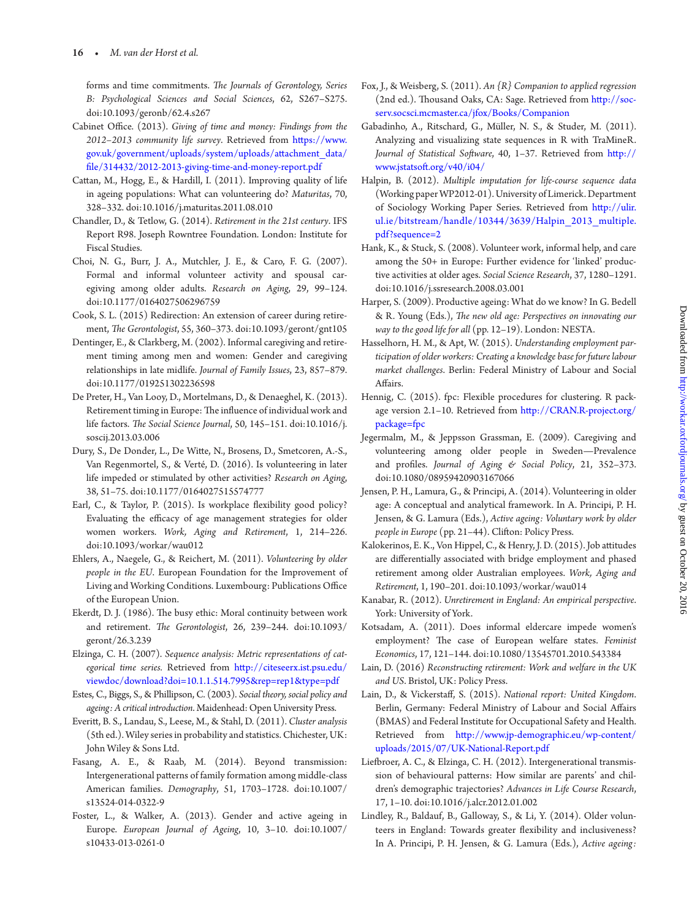forms and time commitments. *The Journals of Gerontology, Series B: Psychological Sciences and Social Sciences*, 62, S267–S275. doi:10.1093/geronb/62.4.s267

Cabinet Office. (2013). *Giving of time and money: Findings from the 2012–2013 community life survey*. Retrieved from https://www.gov.uk/government/uploads/system/uploads/attachment_data/file/314432/2012-2013-giving-time-and-money-report.pdf

Cattan, M., Hogg, E., & Hardill, I. (2011). Improving quality of life in ageing populations: What can volunteering do? *Maturitas*, 70, 328–332. doi:10.1016/j.maturitas.2011.08.010

Chandler, D., & Tetlow, G. (2014). *Retirement in the 21st century*. IFS Report R98. Joseph Rowntree Foundation. London: Institute for Fiscal Studies.

Choi, N. G., Burr, J. A., Mutchler, J. E., & Caro, F. G. (2007). Formal and informal volunteer activity and spousal caregiving among older adults. *Research on Aging*, 29, 99–124. doi:10.1177/0164027506296759

Cook, S. L. (2015) Redirection: An extension of career during retirement, *The Gerontologist*, 55, 360–373. doi:10.1093/geront/gnt105

Dentinger, E., & Clarkberg, M. (2002). Informal caregiving and retirement timing among men and women: Gender and caregiving relationships in late midlife. *Journal of Family Issues*, 23, 857–879. doi:10.1177/019251302236598

De Preter, H., Van Looy, D., Mortelmans, D., & Denaeghel, K. (2013). Retirement timing in Europe: The influence of individual work and life factors. *The Social Science Journal*, 50, 145–151. doi:10.1016/j.soscij.2013.03.006

Dury, S., De Donder, L., De Witte, N., Brosens, D., Smetcoren, A.-S., Van Regenmortel, S., & Verté, D. (2016). Is volunteering in later life impeded or stimulated by other activities? *Research on Aging*, 38, 51–75. doi:10.1177/0164027515574777

Earl, C., & Taylor, P. (2015). Is workplace flexibility good policy? Evaluating the efficacy of age management strategies for older women workers. *Work, Aging and Retirement*, 1, 214–226. doi:10.1093/workar/wau012

Ehlers, A., Naegele, G., & Reichert, M. (2011). *Volunteering by older people in the EU*. European Foundation for the Improvement of Living and Working Conditions. Luxembourg: Publications Office of the European Union.

Ekerdt, D. J. (1986). The busy ethic: Moral continuity between work and retirement. *The Gerontologist*, 26, 239–244. doi:10.1093/geront/26.3.239

Elzinga, C. H. (2007). *Sequence analysis: Metric representations of categorical time series*. Retrieved from http://citeseerx.ist.psu.edu/viewdoc/download?doi=10.1.1.514.7995&rep=rep1&type=pdf

Estes, C., Biggs, S., & Phillipson, C. (2003). *Social theory, social policy and ageing: A critical introduction*. Maidenhead: Open University Press.

Everitt, B. S., Landau, S., Leese, M., & Stahl, D. (2011). *Cluster analysis* (5th ed.). Wiley series in probability and statistics. Chichester, UK: John Wiley & Sons Ltd.

Fasang, A. E., & Raab, M. (2014). Beyond transmission: Intergenerational patterns of family formation among middle-class American families. *Demography*, 51, 1703–1728. doi:10.1007/s13524-014-0322-9

Foster, L., & Walker, A. (2013). Gender and active ageing in Europe. *European Journal of Ageing*, 10, 3–10. doi:10.1007/s10433-013-0261-0

Fox, J., & Weisberg, S. (2011). *An {R} Companion to applied regression* (2nd ed.). Thousand Oaks, CA: Sage. Retrieved from http://socserv.socsci.mcmaster.ca/jfox/Books/Companion

Gabadinho, A., Ritschard, G., Müller, N. S., & Studer, M. (2011). Analyzing and visualizing state sequences in R with TraMineR. *Journal of Statistical Software*, 40, 1–37. Retrieved from http://www.jstatsoft.org/v40/i04/

Halpin, B. (2012). *Multiple imputation for life-course sequence data* (Working paper WP2012-01). University of Limerick. Department of Sociology Working Paper Series. Retrieved from http://ulir.ul.ie/bitstream/handle/10344/3639/Halpin_2013_multiple.pdf?sequence=2

Hank, K., & Stuck, S. (2008). Volunteer work, informal help, and care among the 50+ in Europe: Further evidence for 'linked' productive activities at older ages. *Social Science Research*, 37, 1280–1291. doi:10.1016/j.ssresearch.2008.03.001

Harper, S. (2009). Productive ageing: What do we know? In G. Bedell & R. Young (Eds.), *The new old age: Perspectives on innovating our way to the good life for all* (pp. 12–19). London: NESTA.

Hasselhorn, H. M., & Apt, W. (2015). *Understanding employment participation of older workers: Creating a knowledge base for future labour market challenges*. Berlin: Federal Ministry of Labour and Social Affairs.

Hennig, C. (2015). fpc: Flexible procedures for clustering. R package version 2.1–10. Retrieved from http://CRAN.R-project.org/package=fpc

Jegermalm, M., & Jeppsson Grassman, E. (2009). Caregiving and volunteering among older people in Sweden—Prevalence and profiles. *Journal of Aging & Social Policy*, 21, 352–373. doi:10.1080/08959420903167066

Jensen, P. H., Lamura, G., & Principi, A. (2014). Volunteering in older age: A conceptual and analytical framework. In A. Principi, P. H. Jensen, & G. Lamura (Eds.), *Active ageing: Voluntary work by older people in Europe* (pp. 21–44). Clifton: Policy Press.

Kalokerinos, E. K., Von Hippel, C., & Henry, J. D. (2015). Job attitudes are differentially associated with bridge employment and phased retirement among older Australian employees. *Work, Aging and Retirement*, 1, 190–201. doi:10.1093/workar/wau014

Kanabar, R. (2012). *Unretirement in England: An empirical perspective*. York: University of York.

Kotsadam, A. (2011). Does informal eldercare impede women's employment? The case of European welfare states. *Feminist Economics*, 17, 121–144. doi:10.1080/13545701.2010.543384

Lain, D. (2016) *Reconstructing retirement: Work and welfare in the UK and US*. Bristol, UK: Policy Press.

Lain, D., & Vickerstaff, S. (2015). *National report: United Kingdom*. Berlin, Germany: Federal Ministry of Labour and Social Affairs (BMAS) and Federal Institute for Occupational Safety and Health. Retrieved from http://www.jp-demographic.eu/wp-content/uploads/2015/07/UK-National-Report.pdf

Liefbroer, A. C., & Elzinga, C. H. (2012). Intergenerational transmission of behavioural patterns: How similar are parents' and children's demographic trajectories? *Advances in Life Course Research*, 17, 1–10. doi:10.1016/j.alcr.2012.01.002

Lindley, R., Baldauf, B., Galloway, S., & Li, Y. (2014). Older volunteers in England: Towards greater flexibility and inclusiveness? In A. Principi, P. H. Jensen, & G. Lamura (Eds.), *Active ageing:*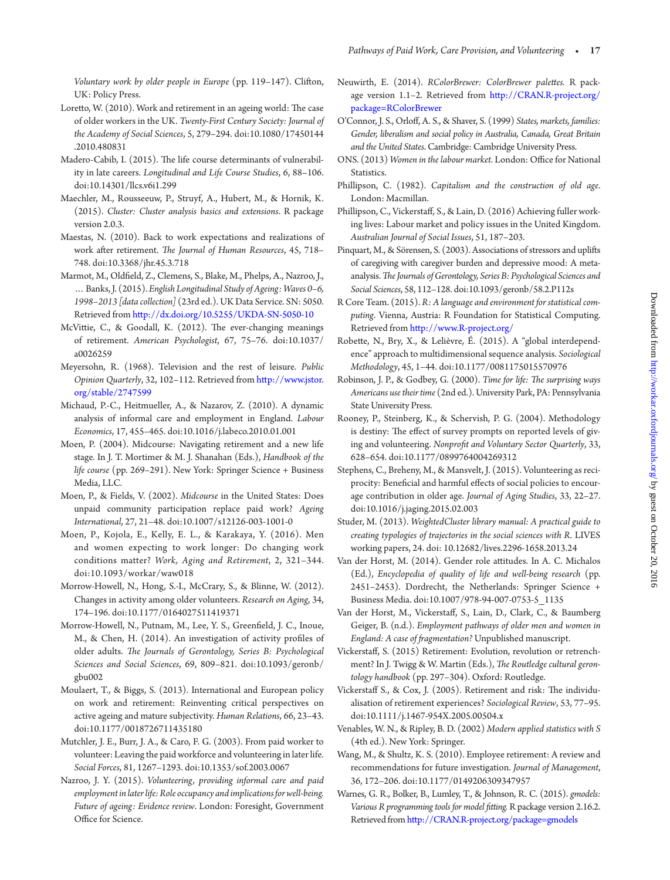*Voluntary work by older people in Europe* (pp. 119–147). Clifton, UK: Policy Press.

Loretto, W. (2010). Work and retirement in an ageing world: The case of older workers in the UK. *Twenty-First Century Society: Journal of the Academy of Social Sciences*, 5, 279–294. doi:10.1080/17450144.2010.480831

Madero-Cabib, I. (2015). The life course determinants of vulnerability in late careers. *Longitudinal and Life Course Studies*, 6, 88–106. doi:10.14301/llcs.v6i1.299

Maechler, M., Rousseeuw, P., Struyf, A., Hubert, M., & Hornik, K. (2015). *Cluster: Cluster analysis basics and extensions.* R package version 2.0.3.

Maestas, N. (2010). Back to work expectations and realizations of work after retirement. *The Journal of Human Resources*, 45, 718–748. doi:10.3368/jhr.45.3.718

Marmot, M., Oldfield, Z., Clemens, S., Blake, M., Phelps, A., Nazroo, J., … Banks, J. (2015). *English Longitudinal Study of Ageing: Waves 0–6, 1998–2013 [data collection]* (23rd ed.). UK Data Service. SN: 5050. Retrieved from http://dx.doi.org/10.5255/UKDA-SN-5050-10

McVittie, C., & Goodall, K. (2012). The ever-changing meanings of retirement. *American Psychologist*, 67, 75–76. doi:10.1037/a0026259

Meyersohn, R. (1968). Television and the rest of leisure. *Public Opinion Quarterly*, 32, 102–112. Retrieved from http://www.jstor.org/stable/2747599

Michaud, P.-C., Heitmueller, A., & Nazarov, Z. (2010). A dynamic analysis of informal care and employment in England. *Labour Economics*, 17, 455–465. doi:10.1016/j.labeco.2010.01.001

Moen, P. (2004). Midcourse: Navigating retirement and a new life stage. In J. T. Mortimer & M. J. Shanahan (Eds.), *Handbook of the life course* (pp. 269–291). New York: Springer Science + Business Media, LLC.

Moen, P., & Fields, V. (2002). *Midcourse* in the United States: Does unpaid community participation replace paid work? *Ageing International*, 27, 21–48. doi:10.1007/s12126-003-1001-0

Moen, P., Kojola, E., Kelly, E. L., & Karakaya, Y. (2016). Men and women expecting to work longer: Do changing work conditions matter? *Work, Aging and Retirement*, 2, 321–344. doi:10.1093/workar/waw018

Morrow-Howell, N., Hong, S.-I., McCrary, S., & Blinne, W. (2012). Changes in activity among older volunteers. *Research on Aging*, 34, 174–196. doi:10.1177/0164027511419371

Morrow-Howell, N., Putnam, M., Lee, Y. S., Greenfield, J. C., Inoue, M., & Chen, H. (2014). An investigation of activity profiles of older adults. *The Journals of Gerontology, Series B: Psychological Sciences and Social Sciences*, 69, 809–821. doi:10.1093/geronb/gbu002

Moulaert, T., & Biggs, S. (2013). International and European policy on work and retirement: Reinventing critical perspectives on active ageing and mature subjectivity. *Human Relations*, 66, 23–43. doi:10.1177/0018726711435180

Mutchler, J. E., Burr, J. A., & Caro, F. G. (2003). From paid worker to volunteer: Leaving the paid workforce and volunteering in later life. *Social Forces*, 81, 1267–1293. doi:10.1353/sof.2003.0067

Nazroo, J. Y. (2015). *Volunteering, providing informal care and paid employment in later life: Role occupancy and implications for well-being. Future of ageing: Evidence review*. London: Foresight, Government Office for Science.

Neuwirth, E. (2014). *RColorBrewer: ColorBrewer palettes.* R package version 1.1–2. Retrieved from http://CRAN.R-project.org/package=RColorBrewer

O'Connor, J. S., Orloff, A. S., & Shaver, S. (1999) *States, markets, families: Gender, liberalism and social policy in Australia, Canada, Great Britain and the United States.* Cambridge: Cambridge University Press.

ONS. (2013) *Women in the labour market*. London: Office for National Statistics.

Phillipson, C. (1982). *Capitalism and the construction of old age*. London: Macmillan.

Phillipson, C., Vickerstaff, S., & Lain, D. (2016) Achieving fuller working lives: Labour market and policy issues in the United Kingdom. *Australian Journal of Social Issues*, 51, 187–203.

Pinquart, M., & Sörensen, S. (2003). Associations of stressors and uplifts of caregiving with caregiver burden and depressive mood: A meta-analysis. *The Journals of Gerontology, Series B: Psychological Sciences and Social Sciences*, 58, 112–128. doi:10.1093/geronb/58.2.P112s

R Core Team. (2015). *R: A language and environment for statistical computing*. Vienna, Austria: R Foundation for Statistical Computing. Retrieved from http://www.R-project.org/

Robette, N., Bry, X., & Lelièvre, É. (2015). A "global interdependence" approach to multidimensional sequence analysis. *Sociological Methodology*, 45, 1–44. doi:10.1177/0081175015570976

Robinson, J. P., & Godbey, G. (2000). *Time for life: The surprising ways Americans use their time* (2nd ed.). University Park, PA: Pennsylvania State University Press.

Rooney, P., Steinberg, K., & Schervish, P. G. (2004). Methodology is destiny: The effect of survey prompts on reported levels of giving and volunteering. *Nonprofit and Voluntary Sector Quarterly*, 33, 628–654. doi:10.1177/0899764004269312

Stephens, C., Breheny, M., & Mansvelt, J. (2015). Volunteering as reciprocity: Beneficial and harmful effects of social policies to encourage contribution in older age. *Journal of Aging Studies*, 33, 22–27. doi:10.1016/j.jaging.2015.02.003

Studer, M. (2013). *WeightedCluster library manual: A practical guide to creating typologies of trajectories in the social sciences with R.* LIVES working papers, 24. doi: 10.12682/lives.2296-1658.2013.24

Van der Horst, M. (2014). Gender role attitudes. In A. C. Michalos (Ed.), *Encyclopedia of quality of life and well-being research* (pp. 2451–2453). Dordrecht, the Netherlands: Springer Science + Business Media. doi:10.1007/978-94-007-0753-5_1135

Van der Horst, M., Vickerstaff, S., Lain, D., Clark, C., & Baumberg Geiger, B. (n.d.). *Employment pathways of older men and women in England: A case of fragmentation?* Unpublished manuscript.

Vickerstaff, S. (2015) Retirement: Evolution, revolution or retrenchment? In J. Twigg & W. Martin (Eds.), *The Routledge cultural gerontology handbook* (pp. 297–304). Oxford: Routledge.

Vickerstaff S., & Cox, J. (2005). Retirement and risk: The individualisation of retirement experiences? *Sociological Review*, 53, 77–95. doi:10.1111/j.1467-954X.2005.00504.x

Venables, W. N., & Ripley, B. D. (2002) *Modern applied statistics with S* (4th ed.). New York: Springer.

Wang, M., & Shultz, K. S. (2010). Employee retirement: A review and recommendations for future investigation. *Journal of Management*, 36, 172–206. doi:10.1177/0149206309347957

Warnes, G. R., Bolker, B., Lumley, T., & Johnson, R. C. (2015). *gmodels: Various R programming tools for model fitting.* R package version 2.16.2. Retrieved from http://CRAN.R-project.org/package=gmodels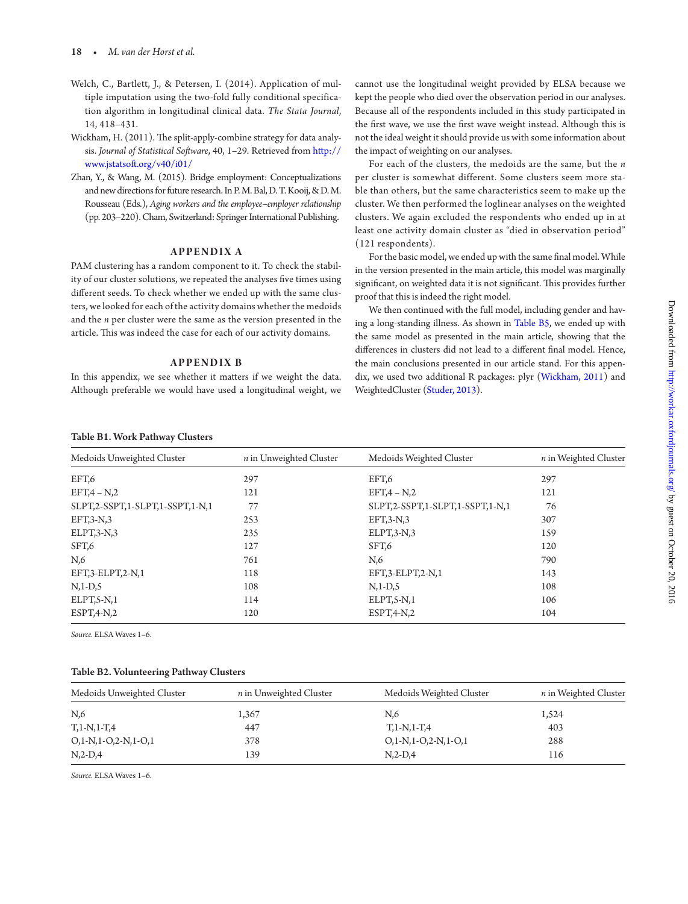Welch, C., Bartlett, J., & Petersen, I. (2014). Application of multiple imputation using the two-fold fully conditional specification algorithm in longitudinal clinical data. *The Stata Journal*, 14, 418–431.

Wickham, H. (2011). The split-apply-combine strategy for data analysis. *Journal of Statistical Software*, 40, 1–29. Retrieved from http://www.jstatsoft.org/v40/i01/

Zhan, Y., & Wang, M. (2015). Bridge employment: Conceptualizations and new directions for future research. In P. M. Bal, D. T. Kooij, & D. M. Rousseau (Eds.), *Aging workers and the employee–employer relationship* (pp. 203–220). Cham, Switzerland: Springer International Publishing.

## APPENDIX A

PAM clustering has a random component to it. To check the stability of our cluster solutions, we repeated the analyses five times using different seeds. To check whether we ended up with the same clusters, we looked for each of the activity domains whether the medoids and the *n* per cluster were the same as the version presented in the article. This was indeed the case for each of our activity domains.

## APPENDIX B

In this appendix, we see whether it matters if we weight the data. Although preferable we would have used a longitudinal weight, we cannot use the longitudinal weight provided by ELSA because we kept the people who died over the observation period in our analyses. Because all of the respondents included in this study participated in the first wave, we use the first wave weight instead. Although this is not the ideal weight it should provide us with some information about the impact of weighting on our analyses.

For each of the clusters, the medoids are the same, but the *n* per cluster is somewhat different. Some clusters seem more stable than others, but the same characteristics seem to make up the cluster. We then performed the loglinear analyses on the weighted clusters. We again excluded the respondents who ended up in at least one activity domain cluster as "died in observation period" (121 respondents).

For the basic model, we ended up with the same final model. While in the version presented in the main article, this model was marginally significant, on weighted data it is not significant. This provides further proof that this is indeed the right model.

We then continued with the full model, including gender and having a long-standing illness. As shown in Table B5, we ended up with the same model as presented in the main article, showing that the differences in clusters did not lead to a different final model. Hence, the main conclusions presented in our article stand. For this appendix, we used two additional R packages: plyr (Wickham, 2011) and WeightedCluster (Studer, 2013).

**Table B1. Work Pathway Clusters**

| Medoids Unweighted Cluster | *n* in Unweighted Cluster | Medoids Weighted Cluster | *n* in Weighted Cluster |
|---|---|---|---|
| EFT,6 | 297 | EFT,6 | 297 |
| EFT,4 – N,2 | 121 | EFT,4 – N,2 | 121 |
| SLPT,2-SSPT,1-SLPT,1-SSPT,1-N,1 | 77 | SLPT,2-SSPT,1-SLPT,1-SSPT,1-N,1 | 76 |
| EFT,3-N,3 | 253 | EFT,3-N,3 | 307 |
| ELPT,3-N,3 | 235 | ELPT,3-N,3 | 159 |
| SFT,6 | 127 | SFT,6 | 120 |
| N,6 | 761 | N,6 | 790 |
| EFT,3-ELPT,2-N,1 | 118 | EFT,3-ELPT,2-N,1 | 143 |
| N,1-D,5 | 108 | N,1-D,5 | 108 |
| ELPT,5-N,1 | 114 | ELPT,5-N,1 | 106 |
| ESPT,4-N,2 | 120 | ESPT,4-N,2 | 104 |

*Source.* ELSA Waves 1–6.

**Table B2. Volunteering Pathway Clusters**

| Medoids Unweighted Cluster | *n* in Unweighted Cluster | Medoids Weighted Cluster | *n* in Weighted Cluster |
|---|---|---|---|
| N,6 | 1,367 | N,6 | 1,524 |
| T,1-N,1-T,4 | 447 | T,1-N,1-T,4 | 403 |
| O,1-N,1-O,2-N,1-O,1 | 378 | O,1-N,1-O,2-N,1-O,1 | 288 |
| N,2-D,4 | 139 | N,2-D,4 | 116 |

*Source.* ELSA Waves 1–6.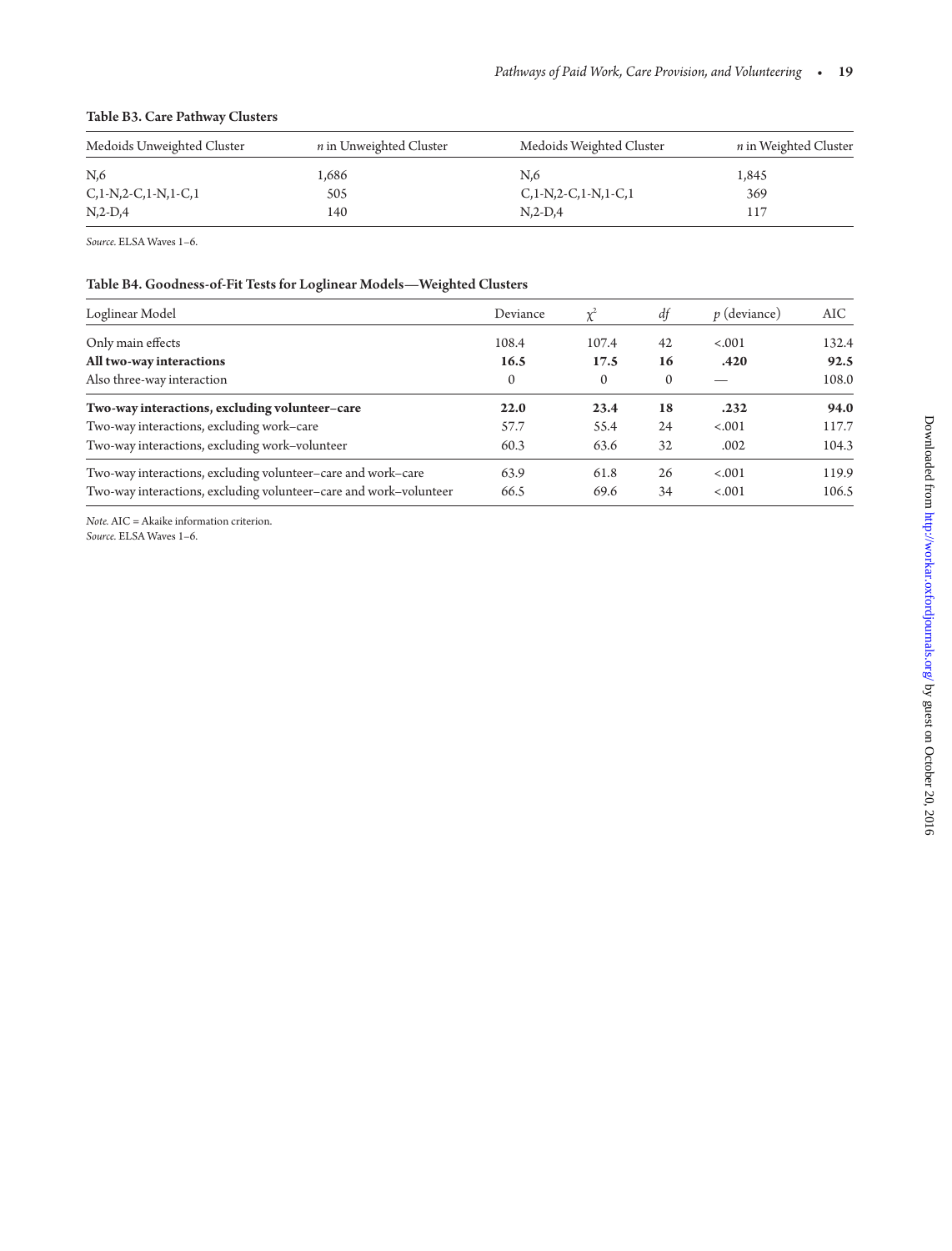**Table B3. Care Pathway Clusters**

| Medoids Unweighted Cluster | *n* in Unweighted Cluster | Medoids Weighted Cluster | *n* in Weighted Cluster |
|---|---|---|---|
| N,6 | 1,686 | N,6 | 1,845 |
| C,1-N,2-C,1-N,1-C,1 | 505 | C,1-N,2-C,1-N,1-C,1 | 369 |
| N,2-D,4 | 140 | N,2-D,4 | 117 |

*Source.* ELSA Waves 1–6.

**Table B4. Goodness-of-Fit Tests for Loglinear Models—Weighted Clusters**

| Loglinear Model | Deviance | $\chi^2$ | *df* | *p* (deviance) | AIC |
|---|---|---|---|---|---|
| Only main effects | 108.4 | 107.4 | 42 | <.001 | 132.4 |
| **All two-way interactions** | **16.5** | **17.5** | **16** | **.420** | **92.5** |
| Also three-way interaction | 0 | 0 | 0 | — | 108.0 |
| **Two-way interactions, excluding volunteer–care** | **22.0** | **23.4** | **18** | **.232** | **94.0** |
| Two-way interactions, excluding work–care | 57.7 | 55.4 | 24 | <.001 | 117.7 |
| Two-way interactions, excluding work–volunteer | 60.3 | 63.6 | 32 | .002 | 104.3 |
| Two-way interactions, excluding volunteer–care and work–care | 63.9 | 61.8 | 26 | <.001 | 119.9 |
| Two-way interactions, excluding volunteer–care and work–volunteer | 66.5 | 69.6 | 34 | <.001 | 106.5 |

*Note.* AIC = Akaike information criterion.
*Source.* ELSA Waves 1–6.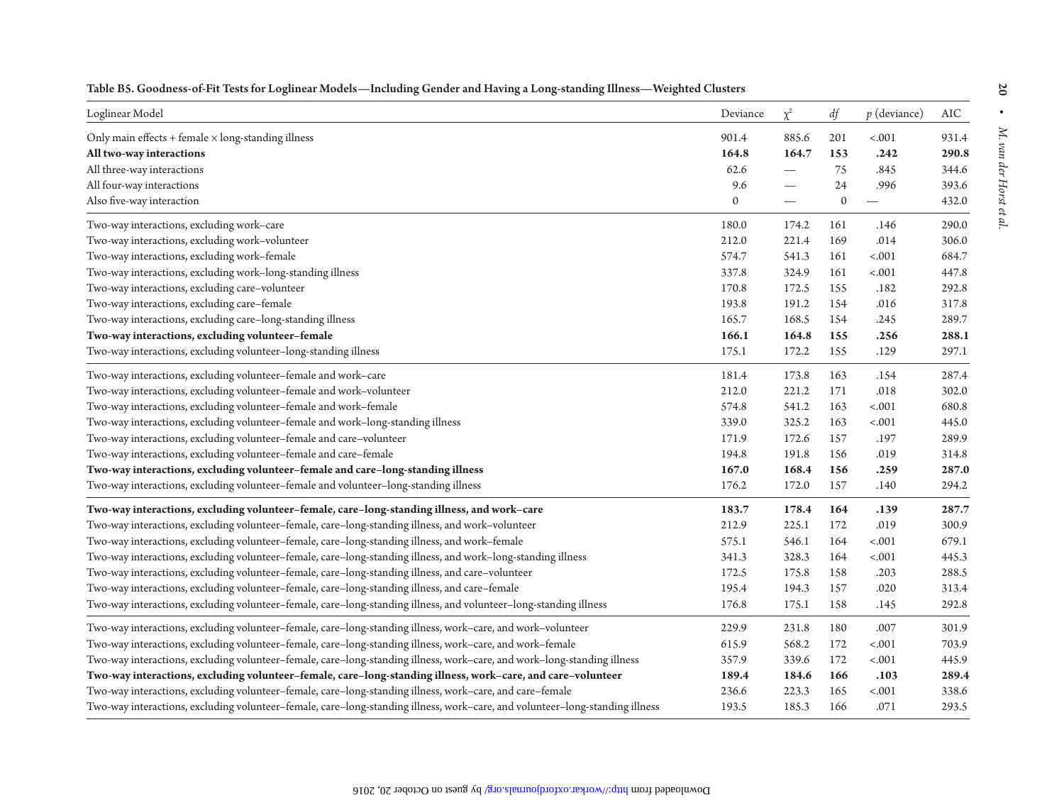**Table B5. Goodness-of-Fit Tests for Loglinear Models—Including Gender and Having a Long-standing Illness—Weighted Clusters**

| Loglinear Model | Deviance | $\chi^2$ | *df* | *p* (deviance) | AIC |
|---|---|---|---|---|---|
| Only main effects + female × long-standing illness | 901.4 | 885.6 | 201 | <.001 | 931.4 |
| **All two-way interactions** | **164.8** | **164.7** | **153** | **.242** | **290.8** |
| All three-way interactions | 62.6 | — | 75 | .845 | 344.6 |
| All four-way interactions | 9.6 | — | 24 | .996 | 393.6 |
| Also five-way interaction | 0 | — | 0 | — | 432.0 |
| Two-way interactions, excluding work–care | 180.0 | 174.2 | 161 | .146 | 290.0 |
| Two-way interactions, excluding work–volunteer | 212.0 | 221.4 | 169 | .014 | 306.0 |
| Two-way interactions, excluding work–female | 574.7 | 541.3 | 161 | <.001 | 684.7 |
| Two-way interactions, excluding work–long-standing illness | 337.8 | 324.9 | 161 | <.001 | 447.8 |
| Two-way interactions, excluding care–volunteer | 170.8 | 172.5 | 155 | .182 | 292.8 |
| Two-way interactions, excluding care–female | 193.8 | 191.2 | 154 | .016 | 317.8 |
| Two-way interactions, excluding care–long-standing illness | 165.7 | 168.5 | 154 | .245 | 289.7 |
| **Two-way interactions, excluding volunteer–female** | **166.1** | **164.8** | **155** | **.256** | **288.1** |
| Two-way interactions, excluding volunteer–long-standing illness | 175.1 | 172.2 | 155 | .129 | 297.1 |
| Two-way interactions, excluding volunteer–female and work–care | 181.4 | 173.8 | 163 | .154 | 287.4 |
| Two-way interactions, excluding volunteer–female and work–volunteer | 212.0 | 221.2 | 171 | .018 | 302.0 |
| Two-way interactions, excluding volunteer–female and work–female | 574.8 | 541.2 | 163 | <.001 | 680.8 |
| Two-way interactions, excluding volunteer–female and work–long-standing illness | 339.0 | 325.2 | 163 | <.001 | 445.0 |
| Two-way interactions, excluding volunteer–female and care–volunteer | 171.9 | 172.6 | 157 | .197 | 289.9 |
| Two-way interactions, excluding volunteer–female and care–female | 194.8 | 191.8 | 156 | .019 | 314.8 |
| **Two-way interactions, excluding volunteer–female and care–long-standing illness** | **167.0** | **168.4** | **156** | **.259** | **287.0** |
| Two-way interactions, excluding volunteer–female and volunteer–long-standing illness | 176.2 | 172.0 | 157 | .140 | 294.2 |
| **Two-way interactions, excluding volunteer–female, care–long-standing illness, and work–care** | **183.7** | **178.4** | **164** | **.139** | **287.7** |
| Two-way interactions, excluding volunteer–female, care–long-standing illness, and work–volunteer | 212.9 | 225.1 | 172 | .019 | 300.9 |
| Two-way interactions, excluding volunteer–female, care–long-standing illness, and work–female | 575.1 | 546.1 | 164 | <.001 | 679.1 |
| Two-way interactions, excluding volunteer–female, care–long-standing illness, and work–long-standing illness | 341.3 | 328.3 | 164 | <.001 | 445.3 |
| Two-way interactions, excluding volunteer–female, care–long-standing illness, and care–volunteer | 172.5 | 175.8 | 158 | .203 | 288.5 |
| Two-way interactions, excluding volunteer–female, care–long-standing illness, and care–female | 195.4 | 194.3 | 157 | .020 | 313.4 |
| Two-way interactions, excluding volunteer–female, care–long-standing illness, and volunteer–long-standing illness | 176.8 | 175.1 | 158 | .145 | 292.8 |
| Two-way interactions, excluding volunteer–female, care–long-standing illness, work–care, and work–volunteer | 229.9 | 231.8 | 180 | .007 | 301.9 |
| Two-way interactions, excluding volunteer–female, care–long-standing illness, work–care, and work–female | 615.9 | 568.2 | 172 | <.001 | 703.9 |
| Two-way interactions, excluding volunteer–female, care–long-standing illness, work–care, and work–long-standing illness | 357.9 | 339.6 | 172 | <.001 | 445.9 |
| **Two-way interactions, excluding volunteer–female, care–long-standing illness, work–care, and care–volunteer** | **189.4** | **184.6** | **166** | **.103** | **289.4** |
| Two-way interactions, excluding volunteer–female, care–long-standing illness, work–care, and care–female | 236.6 | 223.3 | 165 | <.001 | 338.6 |
| Two-way interactions, excluding volunteer–female, care–long-standing illness, work–care, and volunteer–long-standing illness | 193.5 | 185.3 | 166 | .071 | 293.5 |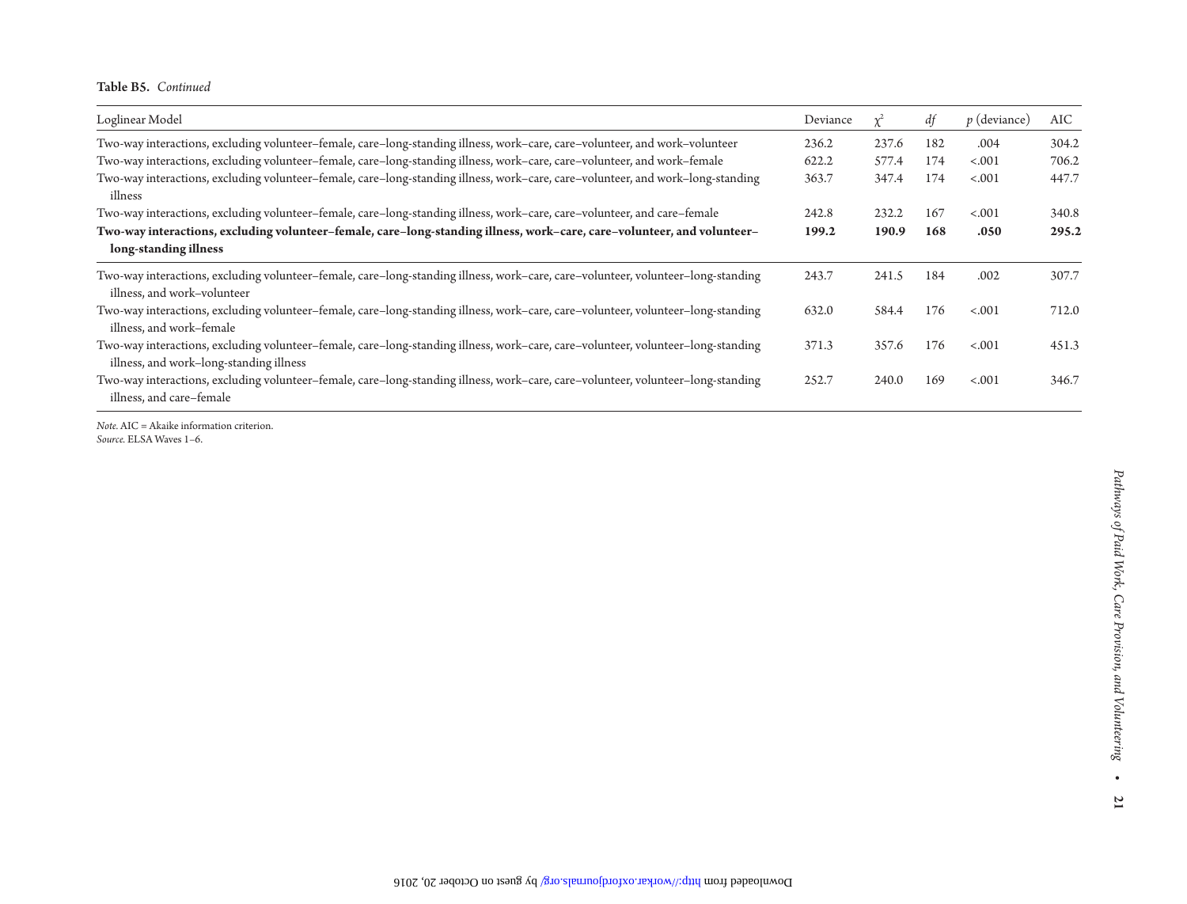**Table B5.** *Continued*

| Loglinear Model | Deviance | $\chi^2$ | *df* | *p* (deviance) | AIC |
|---|---|---|---|---|---|
| Two-way interactions, excluding volunteer–female, care–long-standing illness, work–care, care–volunteer, and work–volunteer | 236.2 | 237.6 | 182 | .004 | 304.2 |
| Two-way interactions, excluding volunteer–female, care–long-standing illness, work–care, care–volunteer, and work–female | 622.2 | 577.4 | 174 | <.001 | 706.2 |
| Two-way interactions, excluding volunteer–female, care–long-standing illness, work–care, care–volunteer, and work–long-standing illness | 363.7 | 347.4 | 174 | <.001 | 447.7 |
| Two-way interactions, excluding volunteer–female, care–long-standing illness, work–care, care–volunteer, and care–female | 242.8 | 232.2 | 167 | <.001 | 340.8 |
| **Two-way interactions, excluding volunteer–female, care–long-standing illness, work–care, care–volunteer, and volunteer–long-standing illness** | **199.2** | **190.9** | **168** | **.050** | **295.2** |
| Two-way interactions, excluding volunteer–female, care–long-standing illness, work–care, care–volunteer, volunteer–long-standing illness, and work–volunteer | 243.7 | 241.5 | 184 | .002 | 307.7 |
| Two-way interactions, excluding volunteer–female, care–long-standing illness, work–care, care–volunteer, volunteer–long-standing illness, and work–female | 632.0 | 584.4 | 176 | <.001 | 712.0 |
| Two-way interactions, excluding volunteer–female, care–long-standing illness, work–care, care–volunteer, volunteer–long-standing illness, and work–long-standing illness | 371.3 | 357.6 | 176 | <.001 | 451.3 |
| Two-way interactions, excluding volunteer–female, care–long-standing illness, work–care, care–volunteer, volunteer–long-standing illness, and care–female | 252.7 | 240.0 | 169 | <.001 | 346.7 |

*Note.* AIC = Akaike information criterion.
*Source.* ELSA Waves 1–6.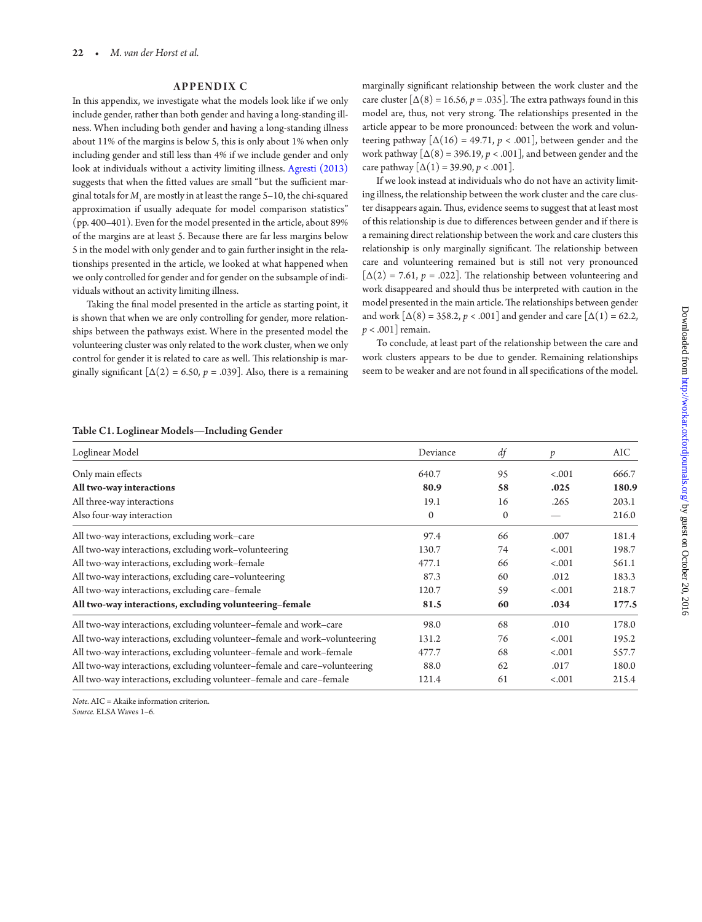## APPENDIX C

In this appendix, we investigate what the models look like if we only include gender, rather than both gender and having a long-standing illness. When including both gender and having a long-standing illness about 11% of the margins is below 5, this is only about 1% when only including gender and still less than 4% if we include gender and only look at individuals without a activity limiting illness. Agresti (2013) suggests that when the fitted values are small "but the sufficient marginal totals for $M_1$ are mostly in at least the range 5–10, the chi-squared approximation if usually adequate for model comparison statistics" (pp. 400–401). Even for the model presented in the article, about 89% of the margins are at least 5. Because there are far less margins below 5 in the model with only gender and to gain further insight in the relationships presented in the article, we looked at what happened when we only controlled for gender and for gender on the subsample of individuals without an activity limiting illness.

Taking the final model presented in the article as starting point, it is shown that when we are only controlling for gender, more relationships between the pathways exist. Where in the presented model the volunteering cluster was only related to the work cluster, when we only control for gender it is related to care as well. This relationship is marginally significant [$\Delta(2) = 6.50$, $p = .039$]. Also, there is a remaining marginally significant relationship between the work cluster and the care cluster [$\Delta(8) = 16.56$, $p = .035$]. The extra pathways found in this model are, thus, not very strong. The relationships presented in the article appear to be more pronounced: between the work and volunteering pathway [$\Delta(16) = 49.71$, $p < .001$], between gender and the work pathway [$\Delta(8) = 396.19$, $p < .001$], and between gender and the care pathway [$\Delta(1) = 39.90$, $p < .001$].

If we look instead at individuals who do not have an activity limiting illness, the relationship between the work cluster and the care cluster disappears again. Thus, evidence seems to suggest that at least most of this relationship is due to differences between gender and if there is a remaining direct relationship between the work and care clusters this relationship is only marginally significant. The relationship between care and volunteering remained but is still not very pronounced [$\Delta(2) = 7.61$, $p = .022$]. The relationship between volunteering and work disappeared and should thus be interpreted with caution in the model presented in the main article. The relationships between gender and work [$\Delta(8) = 358.2$, $p < .001$] and gender and care [$\Delta(1) = 62.2$, $p < .001$] remain.

To conclude, at least part of the relationship between the care and work clusters appears to be due to gender. Remaining relationships seem to be weaker and are not found in all specifications of the model.

**Table C1. Loglinear Models—Including Gender**

| Loglinear Model | Deviance | *df* | *p* | AIC |
|---|---|---|---|---|
| Only main effects | 640.7 | 95 | <.001 | 666.7 |
| **All two-way interactions** | **80.9** | **58** | **.025** | **180.9** |
| All three-way interactions | 19.1 | 16 | .265 | 203.1 |
| Also four-way interaction | 0 | 0 | — | 216.0 |
| All two-way interactions, excluding work–care | 97.4 | 66 | .007 | 181.4 |
| All two-way interactions, excluding work–volunteering | 130.7 | 74 | <.001 | 198.7 |
| All two-way interactions, excluding work–female | 477.1 | 66 | <.001 | 561.1 |
| All two-way interactions, excluding care–volunteering | 87.3 | 60 | .012 | 183.3 |
| All two-way interactions, excluding care–female | 120.7 | 59 | <.001 | 218.7 |
| **All two-way interactions, excluding volunteering–female** | **81.5** | **60** | **.034** | **177.5** |
| All two-way interactions, excluding volunteer–female and work–care | 98.0 | 68 | .010 | 178.0 |
| All two-way interactions, excluding volunteer–female and work–volunteering | 131.2 | 76 | <.001 | 195.2 |
| All two-way interactions, excluding volunteer–female and work–female | 477.7 | 68 | <.001 | 557.7 |
| All two-way interactions, excluding volunteer–female and care–volunteering | 88.0 | 62 | .017 | 180.0 |
| All two-way interactions, excluding volunteer–female and care–female | 121.4 | 61 | <.001 | 215.4 |

*Note.* AIC = Akaike information criterion.
*Source.* ELSA Waves 1–6.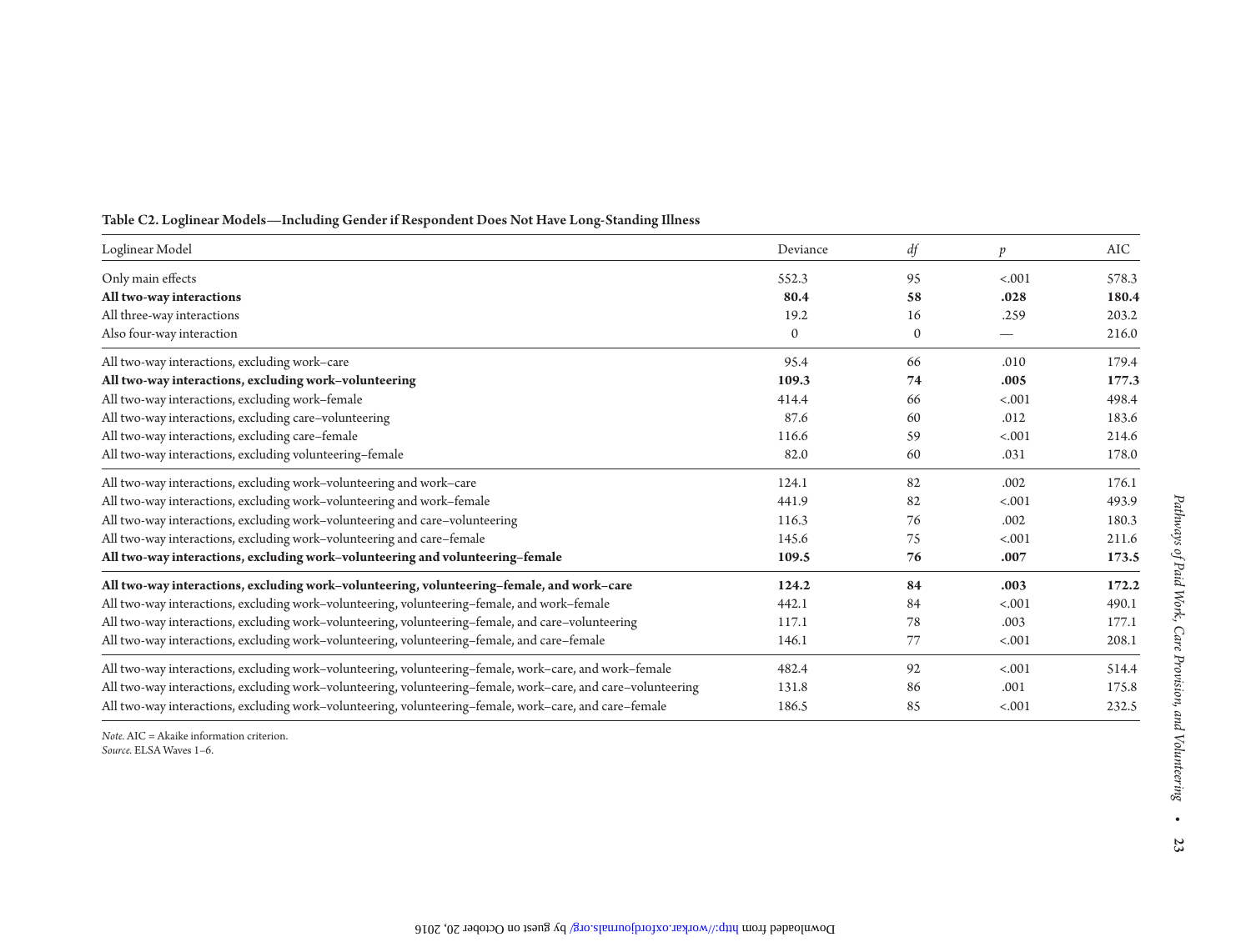**Table C2. Loglinear Models—Including Gender if Respondent Does Not Have Long-Standing Illness**

| Loglinear Model | Deviance | *df* | *p* | AIC |
|---|---|---|---|---|
| Only main effects | 552.3 | 95 | <.001 | 578.3 |
| **All two-way interactions** | **80.4** | **58** | **.028** | **180.4** |
| All three-way interactions | 19.2 | 16 | .259 | 203.2 |
| Also four-way interaction | 0 | 0 | — | 216.0 |
| All two-way interactions, excluding work–care | 95.4 | 66 | .010 | 179.4 |
| **All two-way interactions, excluding work–volunteering** | **109.3** | **74** | **.005** | **177.3** |
| All two-way interactions, excluding work–female | 414.4 | 66 | <.001 | 498.4 |
| All two-way interactions, excluding care–volunteering | 87.6 | 60 | .012 | 183.6 |
| All two-way interactions, excluding care–female | 116.6 | 59 | <.001 | 214.6 |
| All two-way interactions, excluding volunteering–female | 82.0 | 60 | .031 | 178.0 |
| All two-way interactions, excluding work–volunteering and work–care | 124.1 | 82 | .002 | 176.1 |
| All two-way interactions, excluding work–volunteering and work–female | 441.9 | 82 | <.001 | 493.9 |
| All two-way interactions, excluding work–volunteering and care–volunteering | 116.3 | 76 | .002 | 180.3 |
| All two-way interactions, excluding work–volunteering and care–female | 145.6 | 75 | <.001 | 211.6 |
| **All two-way interactions, excluding work–volunteering and volunteering–female** | **109.5** | **76** | **.007** | **173.5** |
| **All two-way interactions, excluding work–volunteering, volunteering–female, and work–care** | **124.2** | **84** | **.003** | **172.2** |
| All two-way interactions, excluding work–volunteering, volunteering–female, and work–female | 442.1 | 84 | <.001 | 490.1 |
| All two-way interactions, excluding work–volunteering, volunteering–female, and care–volunteering | 117.1 | 78 | .003 | 177.1 |
| All two-way interactions, excluding work–volunteering, volunteering–female, and care–female | 146.1 | 77 | <.001 | 208.1 |
| All two-way interactions, excluding work–volunteering, volunteering–female, work–care, and work–female | 482.4 | 92 | <.001 | 514.4 |
| All two-way interactions, excluding work–volunteering, volunteering–female, work–care, and care–volunteering | 131.8 | 86 | .001 | 175.8 |
| All two-way interactions, excluding work–volunteering, volunteering–female, work–care, and care–female | 186.5 | 85 | <.001 | 232.5 |

*Note.* AIC = Akaike information criterion.
*Source.* ELSA Waves 1–6.